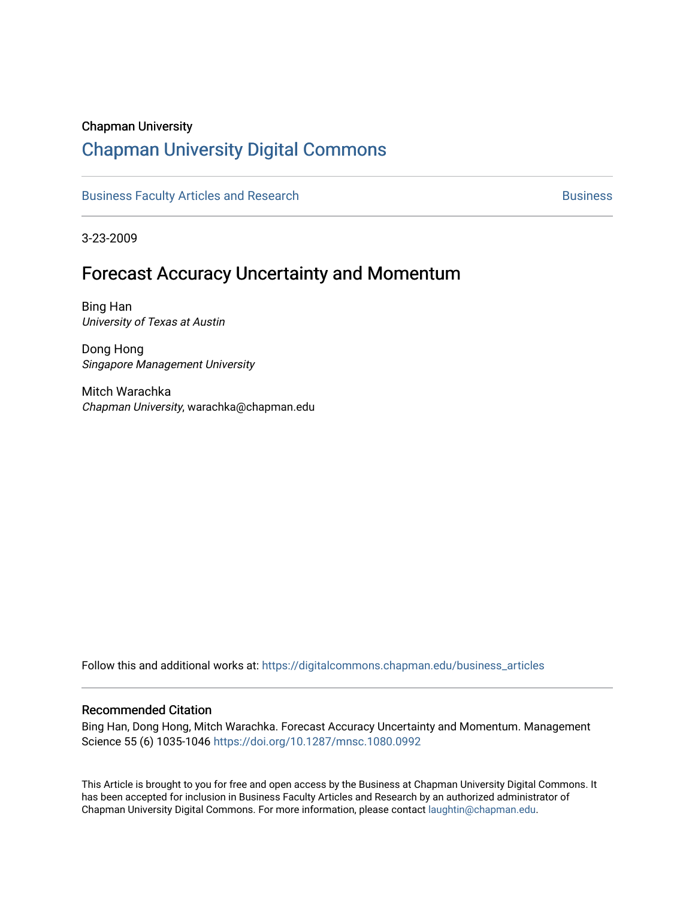Chapman University

# Chapman University Digital Commons

Business Faculty Articles and Research | Business

3-23-2009

## Forecast Accuracy Uncertainty and Momentum

Bing Han
*University of Texas at Austin*

Dong Hong
*Singapore Management University*

Mitch Warachka
*Chapman University*, warachka@chapman.edu

Follow this and additional works at: https://digitalcommons.chapman.edu/business_articles

### Recommended Citation

Bing Han, Dong Hong, Mitch Warachka. Forecast Accuracy Uncertainty and Momentum. Management Science 55 (6) 1035-1046 https://doi.org/10.1287/mnsc.1080.0992

This Article is brought to you for free and open access by the Business at Chapman University Digital Commons. It has been accepted for inclusion in Business Faculty Articles and Research by an authorized administrator of Chapman University Digital Commons. For more information, please contact laughtin@chapman.edu.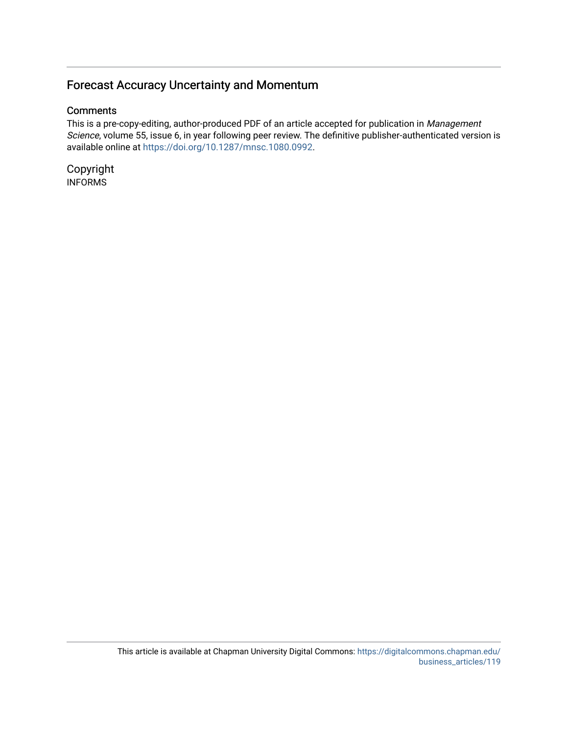## Forecast Accuracy Uncertainty and Momentum

### Comments

This is a pre-copy-editing, author-produced PDF of an article accepted for publication in *Management Science*, volume 55, issue 6, in year following peer review. The definitive publisher-authenticated version is available online at https://doi.org/10.1287/mnsc.1080.0992.

### Copyright

INFORMS

This article is available at Chapman University Digital Commons: https://digitalcommons.chapman.edu/business_articles/119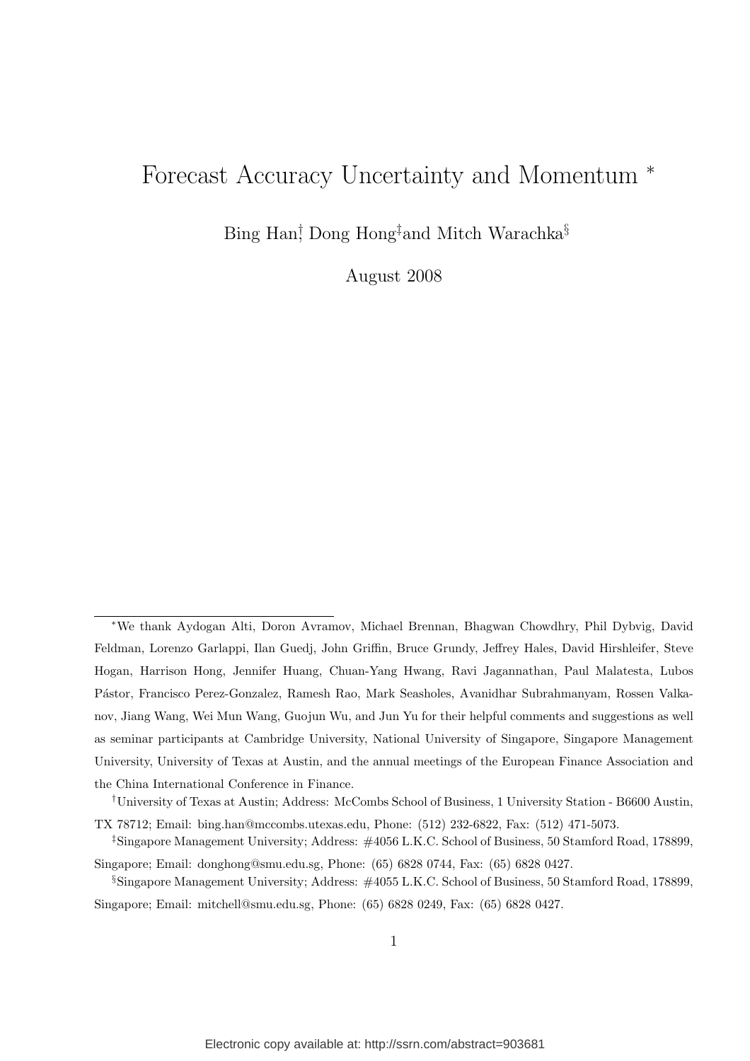# Forecast Accuracy Uncertainty and Momentum *

Bing Han[†], Dong Hong[‡] and Mitch Warachka[§]

August 2008

---

[*] We thank Aydogan Alti, Doron Avramov, Michael Brennan, Bhagwan Chowdhry, Phil Dybvig, David Feldman, Lorenzo Garlappi, Ilan Guedj, John Griffin, Bruce Grundy, Jeffrey Hales, David Hirshleifer, Steve Hogan, Harrison Hong, Jennifer Huang, Chuan-Yang Hwang, Ravi Jagannathan, Paul Malatesta, Lubos Pástor, Francisco Perez-Gonzalez, Ramesh Rao, Mark Seasholes, Avanidhar Subrahmanyam, Rossen Valkanov, Jiang Wang, Wei Mun Wang, Guojun Wu, and Jun Yu for their helpful comments and suggestions as well as seminar participants at Cambridge University, National University of Singapore, Singapore Management University, University of Texas at Austin, and the annual meetings of the European Finance Association and the China International Conference in Finance.

[†] University of Texas at Austin; Address: McCombs School of Business, 1 University Station - B6600 Austin, TX 78712; Email: bing.han@mccombs.utexas.edu, Phone: (512) 232-6822, Fax: (512) 471-5073.

[‡] Singapore Management University; Address: #4056 L.K.C. School of Business, 50 Stamford Road, 178899, Singapore; Email: donghong@smu.edu.sg, Phone: (65) 6828 0744, Fax: (65) 6828 0427.

[§] Singapore Management University; Address: #4055 L.K.C. School of Business, 50 Stamford Road, 178899, Singapore; Email: mitchell@smu.edu.sg, Phone: (65) 6828 0249, Fax: (65) 6828 0427.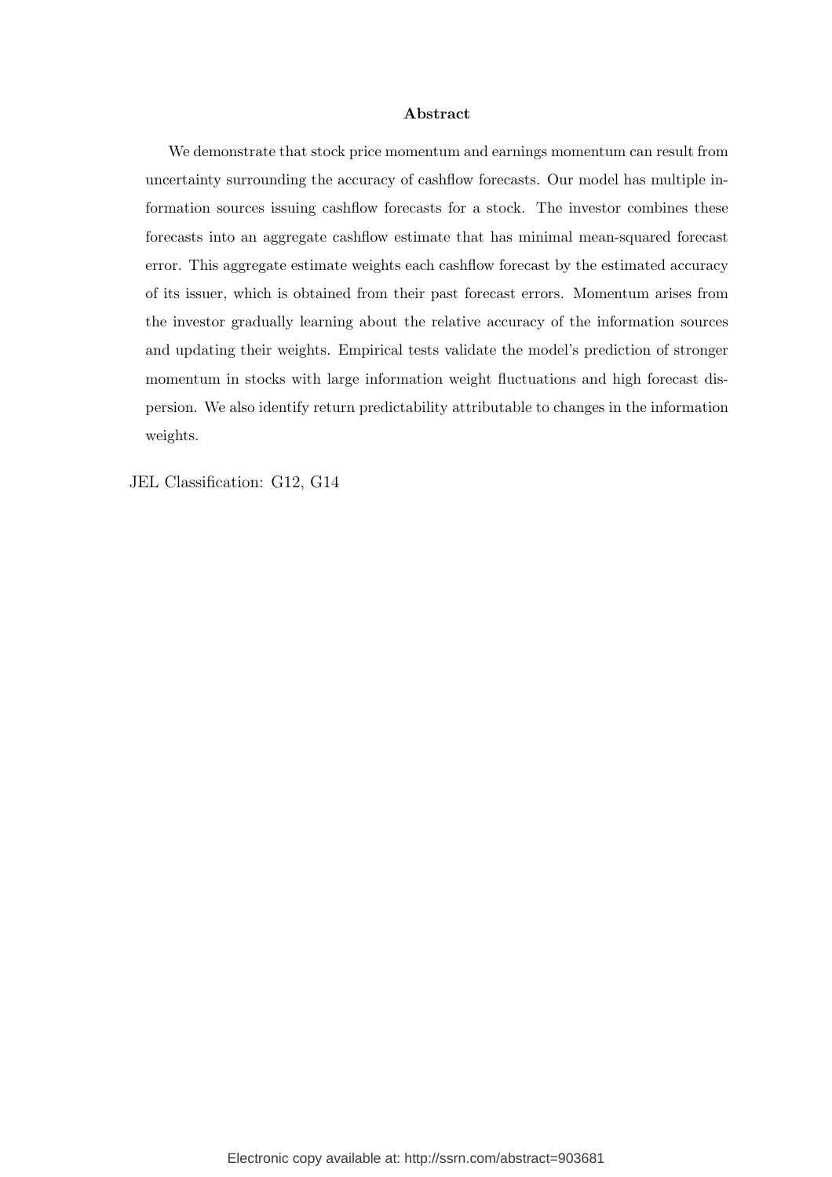**Abstract**

We demonstrate that stock price momentum and earnings momentum can result from uncertainty surrounding the accuracy of cashflow forecasts. Our model has multiple information sources issuing cashflow forecasts for a stock. The investor combines these forecasts into an aggregate cashflow estimate that has minimal mean-squared forecast error. This aggregate estimate weights each cashflow forecast by the estimated accuracy of its issuer, which is obtained from their past forecast errors. Momentum arises from the investor gradually learning about the relative accuracy of the information sources and updating their weights. Empirical tests validate the model's prediction of stronger momentum in stocks with large information weight fluctuations and high forecast dispersion. We also identify return predictability attributable to changes in the information weights.

JEL Classification: G12, G14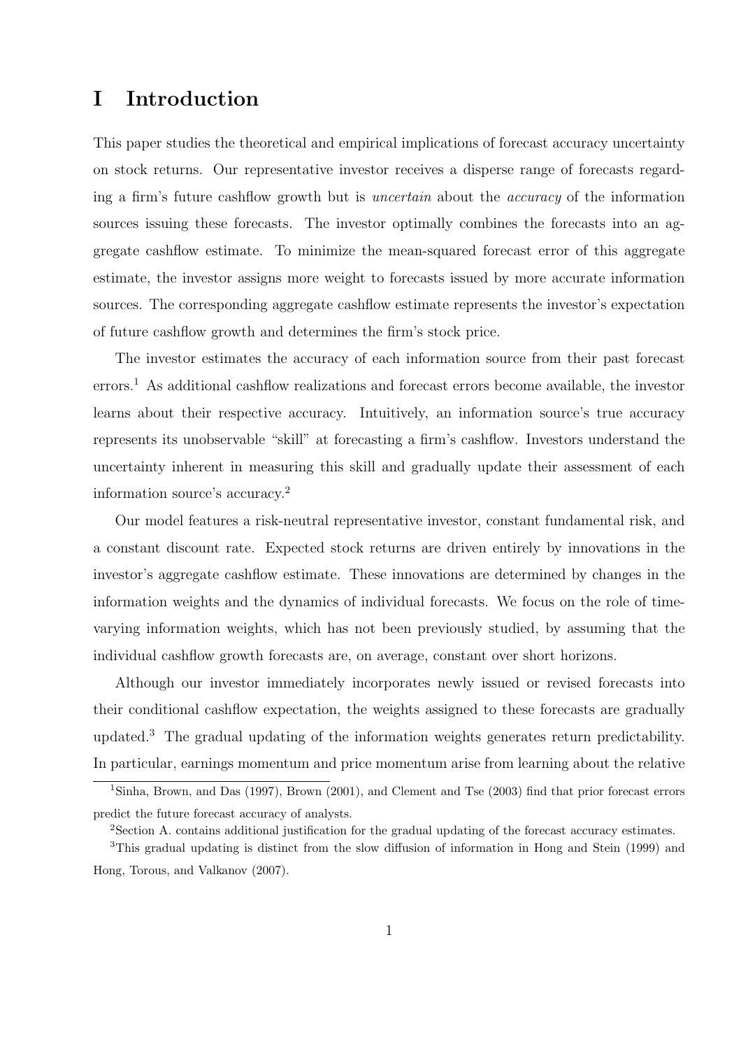# I Introduction

This paper studies the theoretical and empirical implications of forecast accuracy uncertainty on stock returns. Our representative investor receives a disperse range of forecasts regarding a firm's future cashflow growth but is *uncertain* about the *accuracy* of the information sources issuing these forecasts. The investor optimally combines the forecasts into an aggregate cashflow estimate. To minimize the mean-squared forecast error of this aggregate estimate, the investor assigns more weight to forecasts issued by more accurate information sources. The corresponding aggregate cashflow estimate represents the investor's expectation of future cashflow growth and determines the firm's stock price.

The investor estimates the accuracy of each information source from their past forecast errors.[1] As additional cashflow realizations and forecast errors become available, the investor learns about their respective accuracy. Intuitively, an information source's true accuracy represents its unobservable "skill" at forecasting a firm's cashflow. Investors understand the uncertainty inherent in measuring this skill and gradually update their assessment of each information source's accuracy.[2]

Our model features a risk-neutral representative investor, constant fundamental risk, and a constant discount rate. Expected stock returns are driven entirely by innovations in the investor's aggregate cashflow estimate. These innovations are determined by changes in the information weights and the dynamics of individual forecasts. We focus on the role of time-varying information weights, which has not been previously studied, by assuming that the individual cashflow growth forecasts are, on average, constant over short horizons.

Although our investor immediately incorporates newly issued or revised forecasts into their conditional cashflow expectation, the weights assigned to these forecasts are gradually updated.[3] The gradual updating of the information weights generates return predictability. In particular, earnings momentum and price momentum arise from learning about the relative

[1] Sinha, Brown, and Das (1997), Brown (2001), and Clement and Tse (2003) find that prior forecast errors predict the future forecast accuracy of analysts.

[2] Section A. contains additional justification for the gradual updating of the forecast accuracy estimates.

[3] This gradual updating is distinct from the slow diffusion of information in Hong and Stein (1999) and Hong, Torous, and Valkanov (2007).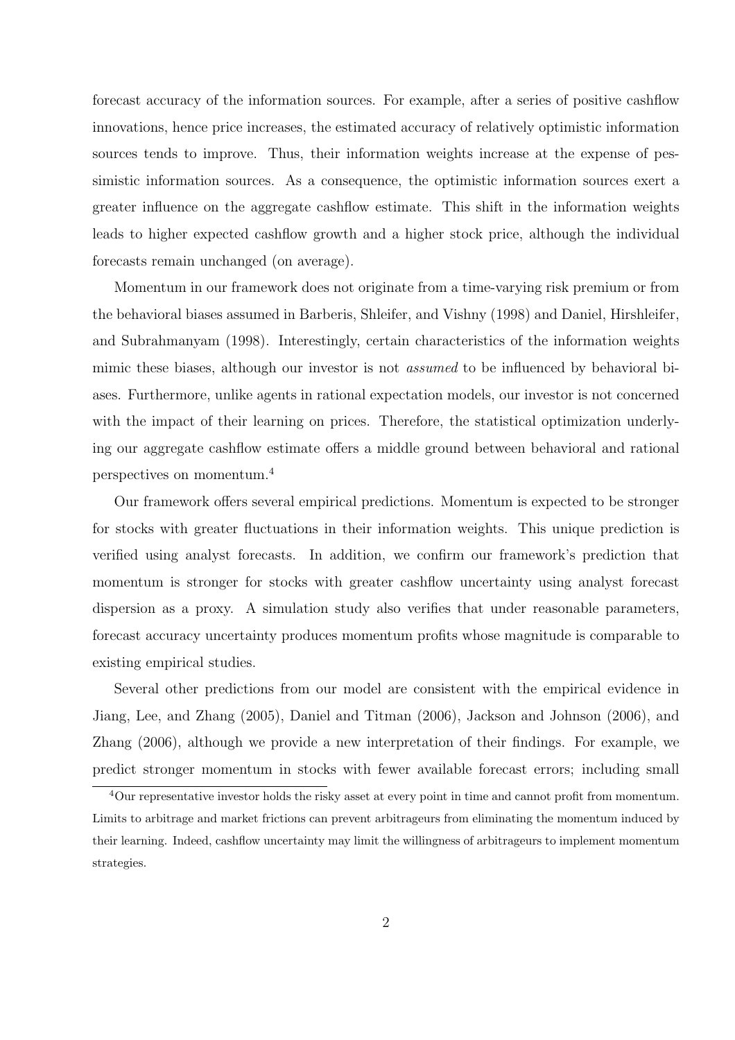forecast accuracy of the information sources. For example, after a series of positive cashflow innovations, hence price increases, the estimated accuracy of relatively optimistic information sources tends to improve. Thus, their information weights increase at the expense of pessimistic information sources. As a consequence, the optimistic information sources exert a greater influence on the aggregate cashflow estimate. This shift in the information weights leads to higher expected cashflow growth and a higher stock price, although the individual forecasts remain unchanged (on average).

Momentum in our framework does not originate from a time-varying risk premium or from the behavioral biases assumed in Barberis, Shleifer, and Vishny (1998) and Daniel, Hirshleifer, and Subrahmanyam (1998). Interestingly, certain characteristics of the information weights mimic these biases, although our investor is not *assumed* to be influenced by behavioral biases. Furthermore, unlike agents in rational expectation models, our investor is not concerned with the impact of their learning on prices. Therefore, the statistical optimization underlying our aggregate cashflow estimate offers a middle ground between behavioral and rational perspectives on momentum.[4]

Our framework offers several empirical predictions. Momentum is expected to be stronger for stocks with greater fluctuations in their information weights. This unique prediction is verified using analyst forecasts. In addition, we confirm our framework's prediction that momentum is stronger for stocks with greater cashflow uncertainty using analyst forecast dispersion as a proxy. A simulation study also verifies that under reasonable parameters, forecast accuracy uncertainty produces momentum profits whose magnitude is comparable to existing empirical studies.

Several other predictions from our model are consistent with the empirical evidence in Jiang, Lee, and Zhang (2005), Daniel and Titman (2006), Jackson and Johnson (2006), and Zhang (2006), although we provide a new interpretation of their findings. For example, we predict stronger momentum in stocks with fewer available forecast errors; including small

[4]Our representative investor holds the risky asset at every point in time and cannot profit from momentum. Limits to arbitrage and market frictions can prevent arbitrageurs from eliminating the momentum induced by their learning. Indeed, cashflow uncertainty may limit the willingness of arbitrageurs to implement momentum strategies.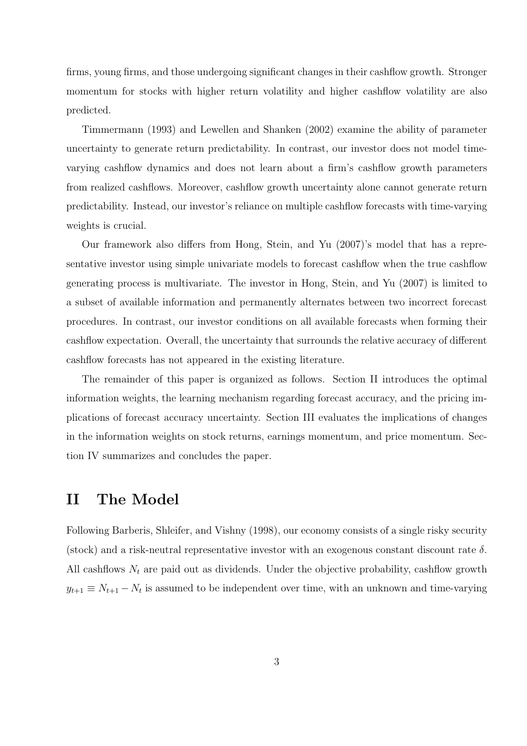firms, young firms, and those undergoing significant changes in their cashflow growth. Stronger momentum for stocks with higher return volatility and higher cashflow volatility are also predicted.

Timmermann (1993) and Lewellen and Shanken (2002) examine the ability of parameter uncertainty to generate return predictability. In contrast, our investor does not model time-varying cashflow dynamics and does not learn about a firm's cashflow growth parameters from realized cashflows. Moreover, cashflow growth uncertainty alone cannot generate return predictability. Instead, our investor's reliance on multiple cashflow forecasts with time-varying weights is crucial.

Our framework also differs from Hong, Stein, and Yu (2007)'s model that has a representative investor using simple univariate models to forecast cashflow when the true cashflow generating process is multivariate. The investor in Hong, Stein, and Yu (2007) is limited to a subset of available information and permanently alternates between two incorrect forecast procedures. In contrast, our investor conditions on all available forecasts when forming their cashflow expectation. Overall, the uncertainty that surrounds the relative accuracy of different cashflow forecasts has not appeared in the existing literature.

The remainder of this paper is organized as follows. Section II introduces the optimal information weights, the learning mechanism regarding forecast accuracy, and the pricing implications of forecast accuracy uncertainty. Section III evaluates the implications of changes in the information weights on stock returns, earnings momentum, and price momentum. Section IV summarizes and concludes the paper.

# II The Model

Following Barberis, Shleifer, and Vishny (1998), our economy consists of a single risky security (stock) and a risk-neutral representative investor with an exogenous constant discount rate $\delta$. All cashflows $N_t$ are paid out as dividends. Under the objective probability, cashflow growth $y_{t+1} \equiv N_{t+1} - N_t$ is assumed to be independent over time, with an unknown and time-varying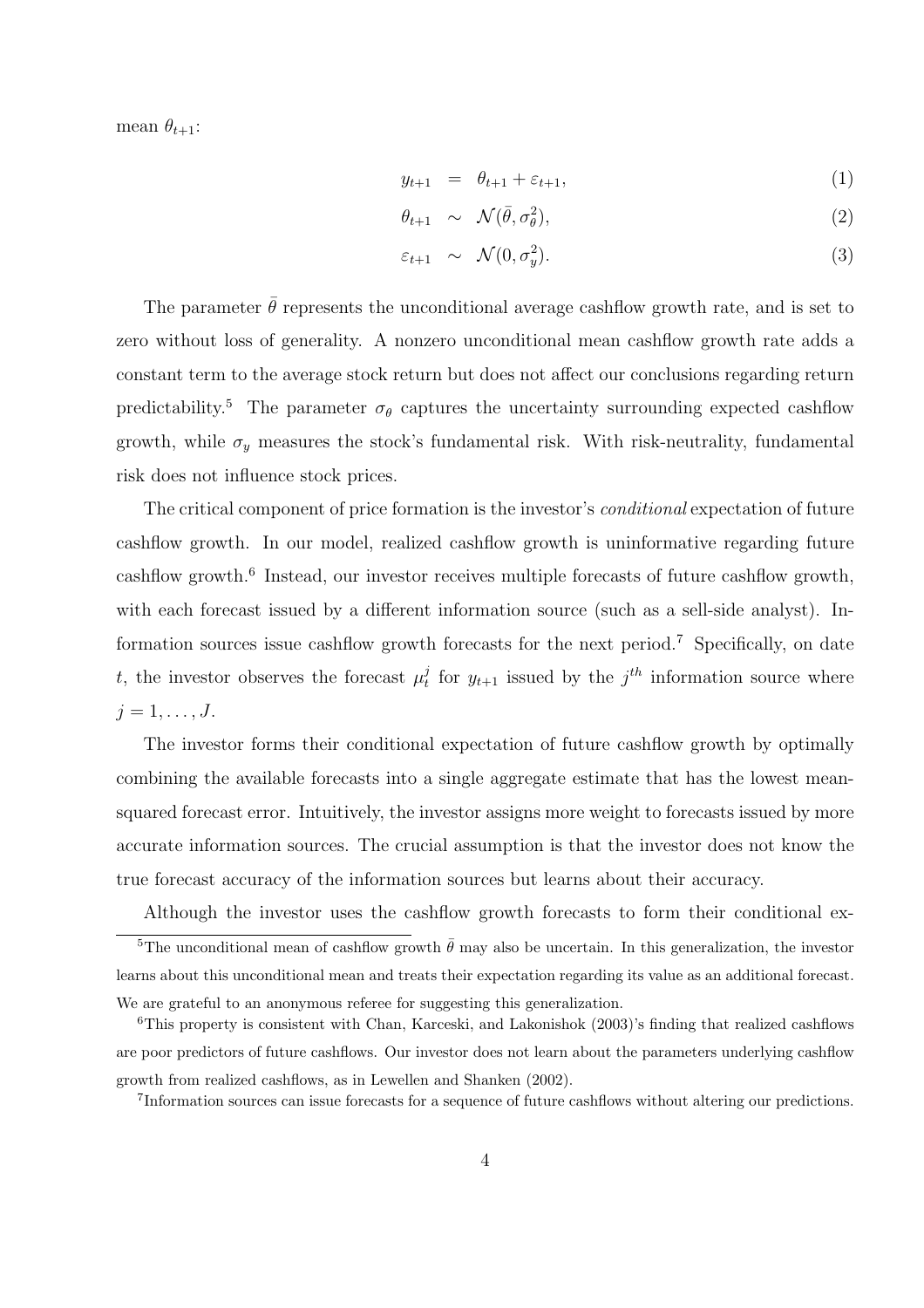mean $\theta_{t+1}$:

$$y_{t+1} = \theta_{t+1} + \varepsilon_{t+1}, \tag{1}$$

$$\theta_{t+1} \sim \mathcal{N}(\bar{\theta}, \sigma_\theta^2), \tag{2}$$

$$\varepsilon_{t+1} \sim \mathcal{N}(0, \sigma_y^2). \tag{3}$$

The parameter $\bar{\theta}$ represents the unconditional average cashflow growth rate, and is set to zero without loss of generality. A nonzero unconditional mean cashflow growth rate adds a constant term to the average stock return but does not affect our conclusions regarding return predictability.[5] The parameter $\sigma_\theta$ captures the uncertainty surrounding expected cashflow growth, while $\sigma_y$ measures the stock's fundamental risk. With risk-neutrality, fundamental risk does not influence stock prices.

The critical component of price formation is the investor's *conditional* expectation of future cashflow growth. In our model, realized cashflow growth is uninformative regarding future cashflow growth.[6] Instead, our investor receives multiple forecasts of future cashflow growth, with each forecast issued by a different information source (such as a sell-side analyst). Information sources issue cashflow growth forecasts for the next period.[7] Specifically, on date $t$, the investor observes the forecast $\mu_t^j$ for $y_{t+1}$ issued by the $j^{th}$ information source where $j = 1, \ldots, J$.

The investor forms their conditional expectation of future cashflow growth by optimally combining the available forecasts into a single aggregate estimate that has the lowest mean-squared forecast error. Intuitively, the investor assigns more weight to forecasts issued by more accurate information sources. The crucial assumption is that the investor does not know the true forecast accuracy of the information sources but learns about their accuracy.

Although the investor uses the cashflow growth forecasts to form their conditional ex-

---

[5] The unconditional mean of cashflow growth $\bar{\theta}$ may also be uncertain. In this generalization, the investor learns about this unconditional mean and treats their expectation regarding its value as an additional forecast. We are grateful to an anonymous referee for suggesting this generalization.

[6] This property is consistent with Chan, Karceski, and Lakonishok (2003)'s finding that realized cashflows are poor predictors of future cashflows. Our investor does not learn about the parameters underlying cashflow growth from realized cashflows, as in Lewellen and Shanken (2002).

[7] Information sources can issue forecasts for a sequence of future cashflows without altering our predictions.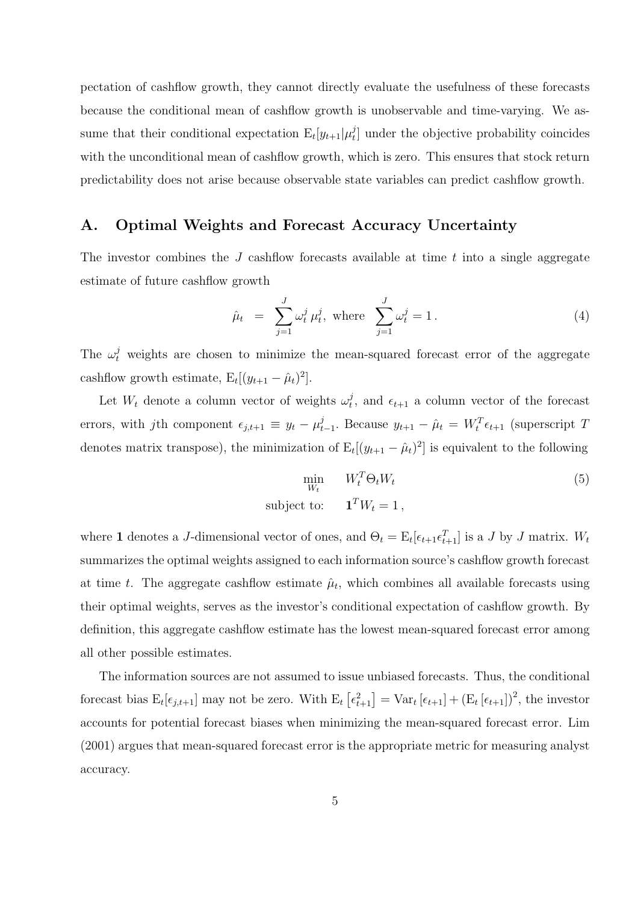pectation of cashflow growth, they cannot directly evaluate the usefulness of these forecasts because the conditional mean of cashflow growth is unobservable and time-varying. We assume that their conditional expectation $\mathrm{E}_t[y_{t+1}|\mu_t^j]$ under the objective probability coincides with the unconditional mean of cashflow growth, which is zero. This ensures that stock return predictability does not arise because observable state variables can predict cashflow growth.

## A. Optimal Weights and Forecast Accuracy Uncertainty

The investor combines the $J$ cashflow forecasts available at time $t$ into a single aggregate estimate of future cashflow growth

$$\hat{\mu}_t \;=\; \sum_{j=1}^{J} \omega_t^j \, \mu_t^j, \text{ where } \sum_{j=1}^{J} \omega_t^j = 1\,. \tag{4}$$

The $\omega_t^j$ weights are chosen to minimize the mean-squared forecast error of the aggregate cashflow growth estimate, $\mathrm{E}_t[(y_{t+1} - \hat{\mu}_t)^2]$.

Let $W_t$ denote a column vector of weights $\omega_t^j$, and $\epsilon_{t+1}$ a column vector of the forecast errors, with $j$th component $\epsilon_{j,t+1} \equiv y_t - \mu_{t-1}^j$. Because $y_{t+1} - \hat{\mu}_t = W_t^T \epsilon_{t+1}$ (superscript $T$ denotes matrix transpose), the minimization of $\mathrm{E}_t[(y_{t+1} - \hat{\mu}_t)^2]$ is equivalent to the following

$$\begin{aligned} \min_{W_t} \quad & W_t^T \Theta_t W_t \\ \text{subject to:} \quad & \mathbf{1}^T W_t = 1\,, \end{aligned} \tag{5}$$

where $\mathbf{1}$ denotes a $J$-dimensional vector of ones, and $\Theta_t = \mathrm{E}_t[\epsilon_{t+1}\epsilon_{t+1}^T]$ is a $J$ by $J$ matrix. $W_t$ summarizes the optimal weights assigned to each information source's cashflow growth forecast at time $t$. The aggregate cashflow estimate $\hat{\mu}_t$, which combines all available forecasts using their optimal weights, serves as the investor's conditional expectation of cashflow growth. By definition, this aggregate cashflow estimate has the lowest mean-squared forecast error among all other possible estimates.

The information sources are not assumed to issue unbiased forecasts. Thus, the conditional forecast bias $\mathrm{E}_t[\epsilon_{j,t+1}]$ may not be zero. With $\mathrm{E}_t\left[\epsilon_{t+1}^2\right] = \mathrm{Var}_t\left[\epsilon_{t+1}\right] + \left(\mathrm{E}_t\left[\epsilon_{t+1}\right]\right)^2$, the investor accounts for potential forecast biases when minimizing the mean-squared forecast error. Lim (2001) argues that mean-squared forecast error is the appropriate metric for measuring analyst accuracy.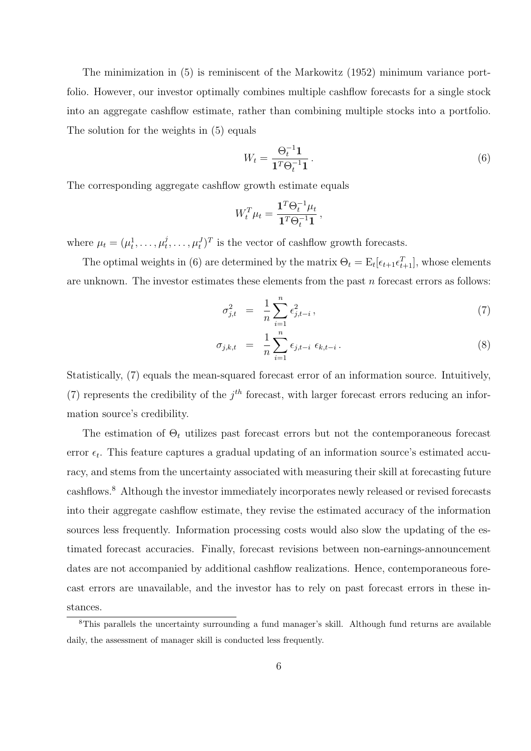The minimization in (5) is reminiscent of the Markowitz (1952) minimum variance portfolio. However, our investor optimally combines multiple cashflow forecasts for a single stock into an aggregate cashflow estimate, rather than combining multiple stocks into a portfolio. The solution for the weights in (5) equals

$$W_t = \frac{\Theta_t^{-1}\mathbf{1}}{\mathbf{1}^T\Theta_t^{-1}\mathbf{1}}\,. \tag{6}$$

The corresponding aggregate cashflow growth estimate equals

$$W_t^T\mu_t = \frac{\mathbf{1}^T\Theta_t^{-1}\mu_t}{\mathbf{1}^T\Theta_t^{-1}\mathbf{1}}\,,$$

where $\mu_t = (\mu_t^1, \ldots, \mu_t^j, \ldots, \mu_t^J)^T$ is the vector of cashflow growth forecasts.

The optimal weights in (6) are determined by the matrix $\Theta_t = \mathrm{E}_t[\epsilon_{t+1}\epsilon_{t+1}^T]$, whose elements are unknown. The investor estimates these elements from the past $n$ forecast errors as follows:

$$\sigma_{j,t}^2 = \frac{1}{n}\sum_{i=1}^{n} \epsilon_{j,t-i}^2\,, \tag{7}$$

$$\sigma_{j,k,t} = \frac{1}{n}\sum_{i=1}^{n} \epsilon_{j,t-i}\ \epsilon_{k,t-i}\,. \tag{8}$$

Statistically, (7) equals the mean-squared forecast error of an information source. Intuitively, (7) represents the credibility of the $j^{th}$ forecast, with larger forecast errors reducing an information source's credibility.

The estimation of $\Theta_t$ utilizes past forecast errors but not the contemporaneous forecast error $\epsilon_t$. This feature captures a gradual updating of an information source's estimated accuracy, and stems from the uncertainty associated with measuring their skill at forecasting future cashflows.[8] Although the investor immediately incorporates newly released or revised forecasts into their aggregate cashflow estimate, they revise the estimated accuracy of the information sources less frequently. Information processing costs would also slow the updating of the estimated forecast accuracies. Finally, forecast revisions between non-earnings-announcement dates are not accompanied by additional cashflow realizations. Hence, contemporaneous forecast errors are unavailable, and the investor has to rely on past forecast errors in these instances.

[8] This parallels the uncertainty surrounding a fund manager's skill. Although fund returns are available daily, the assessment of manager skill is conducted less frequently.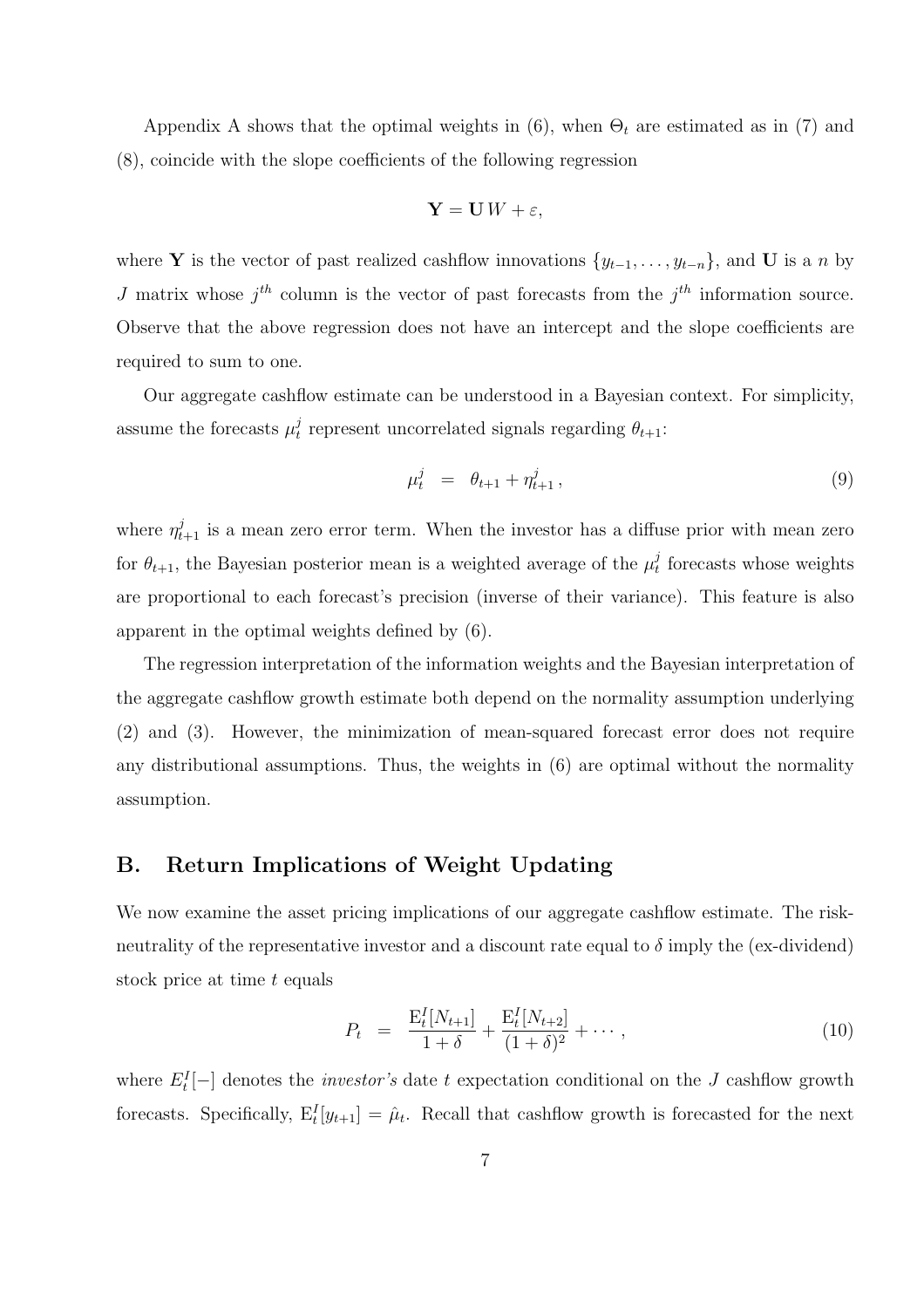Appendix A shows that the optimal weights in (6), when $\Theta_t$ are estimated as in (7) and (8), coincide with the slope coefficients of the following regression

$$\mathbf{Y} = \mathbf{U}\, W + \varepsilon,$$

where $\mathbf{Y}$ is the vector of past realized cashflow innovations $\{y_{t-1}, \ldots, y_{t-n}\}$, and $\mathbf{U}$ is a $n$ by $J$ matrix whose $j^{th}$ column is the vector of past forecasts from the $j^{th}$ information source. Observe that the above regression does not have an intercept and the slope coefficients are required to sum to one.

Our aggregate cashflow estimate can be understood in a Bayesian context. For simplicity, assume the forecasts $\mu_t^j$ represent uncorrelated signals regarding $\theta_{t+1}$:

$$\mu_t^j \;\; = \;\; \theta_{t+1} + \eta_{t+1}^j \,, \tag{9}$$

where $\eta_{t+1}^j$ is a mean zero error term. When the investor has a diffuse prior with mean zero for $\theta_{t+1}$, the Bayesian posterior mean is a weighted average of the $\mu_t^j$ forecasts whose weights are proportional to each forecast's precision (inverse of their variance). This feature is also apparent in the optimal weights defined by (6).

The regression interpretation of the information weights and the Bayesian interpretation of the aggregate cashflow growth estimate both depend on the normality assumption underlying (2) and (3). However, the minimization of mean-squared forecast error does not require any distributional assumptions. Thus, the weights in (6) are optimal without the normality assumption.

## B. Return Implications of Weight Updating

We now examine the asset pricing implications of our aggregate cashflow estimate. The risk-neutrality of the representative investor and a discount rate equal to $\delta$ imply the (ex-dividend) stock price at time $t$ equals

$$P_t \;\; = \;\; \frac{\mathrm{E}_t^I[N_{t+1}]}{1+\delta} + \frac{\mathrm{E}_t^I[N_{t+2}]}{(1+\delta)^2} + \cdots \,, \tag{10}$$

where $E_t^I[-]$ denotes the *investor's* date $t$ expectation conditional on the $J$ cashflow growth forecasts. Specifically, $\mathrm{E}_t^I[y_{t+1}] = \hat{\mu}_t$. Recall that cashflow growth is forecasted for the next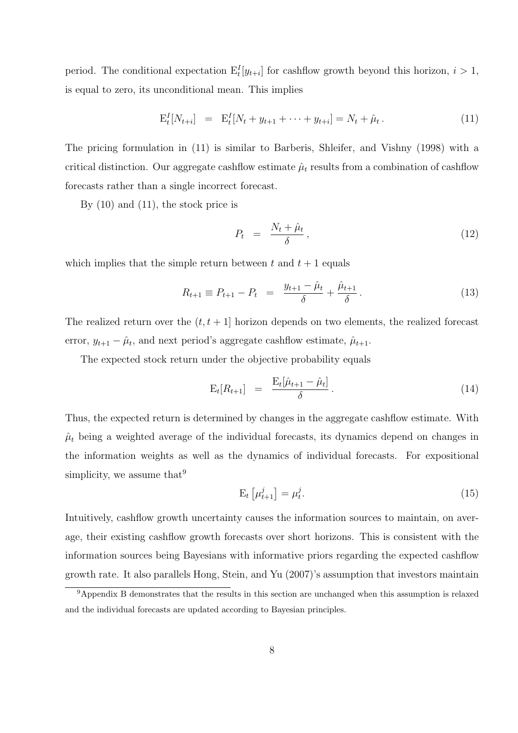period. The conditional expectation $\mathrm{E}_t^I[y_{t+i}]$ for cashflow growth beyond this horizon, $i > 1$, is equal to zero, its unconditional mean. This implies

$$\mathrm{E}_t^I[N_{t+i}] \;\; = \;\; \mathrm{E}_t^I[N_t + y_{t+1} + \cdots + y_{t+i}] = N_t + \hat{\mu}_t \,. \tag{11}$$

The pricing formulation in (11) is similar to Barberis, Shleifer, and Vishny (1998) with a critical distinction. Our aggregate cashflow estimate $\hat{\mu}_t$ results from a combination of cashflow forecasts rather than a single incorrect forecast.

By (10) and (11), the stock price is

$$P_t \;\; = \;\; \frac{N_t + \hat{\mu}_t}{\delta} \,, \tag{12}$$

which implies that the simple return between $t$ and $t+1$ equals

$$R_{t+1} \equiv P_{t+1} - P_t \;\; = \;\; \frac{y_{t+1} - \hat{\mu}_t}{\delta} + \frac{\hat{\mu}_{t+1}}{\delta} \,. \tag{13}$$

The realized return over the $(t, t+1]$ horizon depends on two elements, the realized forecast error, $y_{t+1} - \hat{\mu}_t$, and next period's aggregate cashflow estimate, $\hat{\mu}_{t+1}$.

The expected stock return under the objective probability equals

$$\mathrm{E}_t[R_{t+1}] \;\; = \;\; \frac{\mathrm{E}_t[\hat{\mu}_{t+1} - \hat{\mu}_t]}{\delta} \,. \tag{14}$$

Thus, the expected return is determined by changes in the aggregate cashflow estimate. With $\hat{\mu}_t$ being a weighted average of the individual forecasts, its dynamics depend on changes in the information weights as well as the dynamics of individual forecasts. For expositional simplicity, we assume that[9]

$$\mathrm{E}_t\left[\mu_{t+1}^j\right] = \mu_t^j. \tag{15}$$

Intuitively, cashflow growth uncertainty causes the information sources to maintain, on average, their existing cashflow growth forecasts over short horizons. This is consistent with the information sources being Bayesians with informative priors regarding the expected cashflow growth rate. It also parallels Hong, Stein, and Yu (2007)'s assumption that investors maintain

[9] Appendix B demonstrates that the results in this section are unchanged when this assumption is relaxed and the individual forecasts are updated according to Bayesian principles.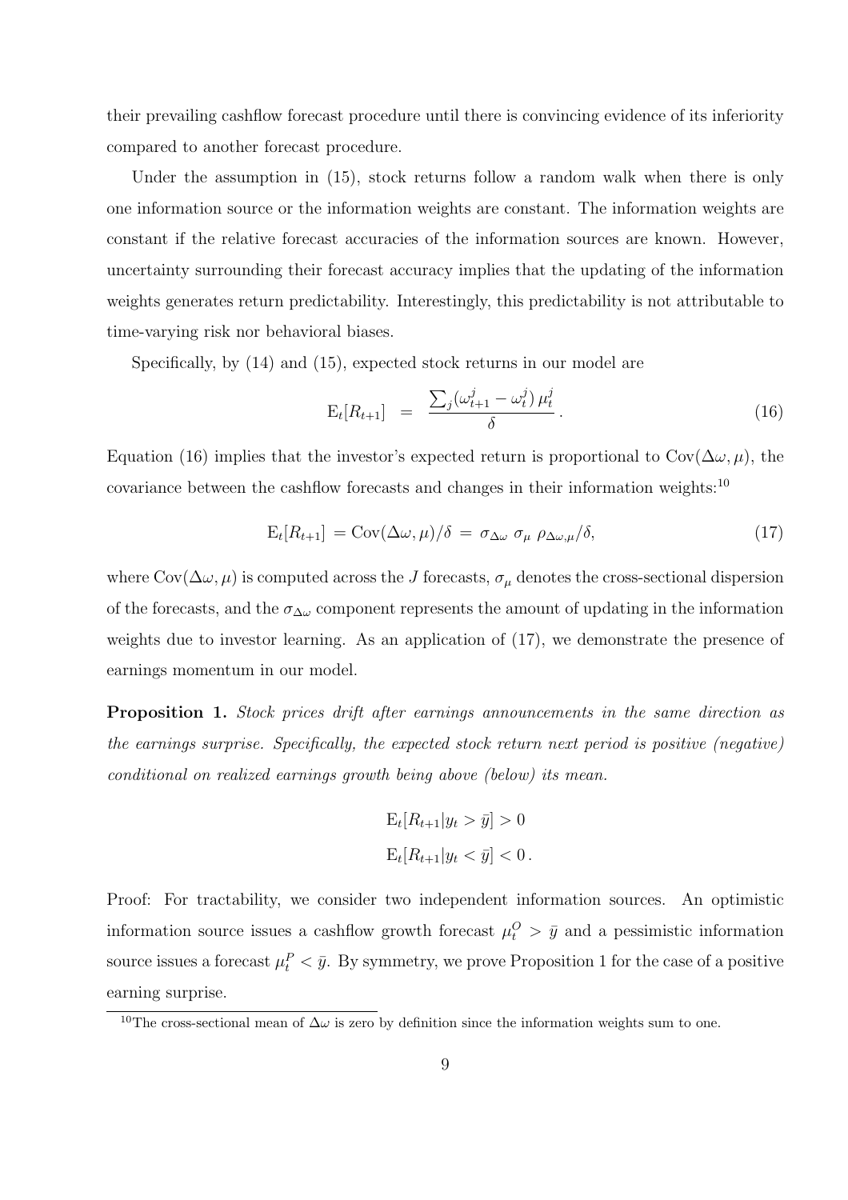their prevailing cashflow forecast procedure until there is convincing evidence of its inferiority compared to another forecast procedure.

Under the assumption in (15), stock returns follow a random walk when there is only one information source or the information weights are constant. The information weights are constant if the relative forecast accuracies of the information sources are known. However, uncertainty surrounding their forecast accuracy implies that the updating of the information weights generates return predictability. Interestingly, this predictability is not attributable to time-varying risk nor behavioral biases.

Specifically, by (14) and (15), expected stock returns in our model are

$$\mathrm{E}_t[R_{t+1}] \;=\; \frac{\sum_j (\omega_{t+1}^j - \omega_t^j)\,\mu_t^j}{\delta}\,. \tag{16}$$

Equation (16) implies that the investor's expected return is proportional to $\mathrm{Cov}(\Delta\omega, \mu)$, the covariance between the cashflow forecasts and changes in their information weights:[10]

$$\mathrm{E}_t[R_{t+1}] = \mathrm{Cov}(\Delta\omega, \mu)/\delta \;=\; \sigma_{\Delta\omega}\;\sigma_{\mu}\;\rho_{\Delta\omega,\mu}/\delta, \tag{17}$$

where $\mathrm{Cov}(\Delta\omega, \mu)$ is computed across the $J$ forecasts, $\sigma_\mu$ denotes the cross-sectional dispersion of the forecasts, and the $\sigma_{\Delta\omega}$ component represents the amount of updating in the information weights due to investor learning. As an application of (17), we demonstrate the presence of earnings momentum in our model.

**Proposition 1.** *Stock prices drift after earnings announcements in the same direction as the earnings surprise. Specifically, the expected stock return next period is positive (negative) conditional on realized earnings growth being above (below) its mean.*

$$\mathrm{E}_t[R_{t+1} | y_t > \bar{y}] > 0$$
$$\mathrm{E}_t[R_{t+1} | y_t < \bar{y}] < 0\,.$$

Proof: For tractability, we consider two independent information sources. An optimistic information source issues a cashflow growth forecast $\mu_t^O > \bar{y}$ and a pessimistic information source issues a forecast $\mu_t^P < \bar{y}$. By symmetry, we prove Proposition 1 for the case of a positive earning surprise.

[10] The cross-sectional mean of $\Delta\omega$ is zero by definition since the information weights sum to one.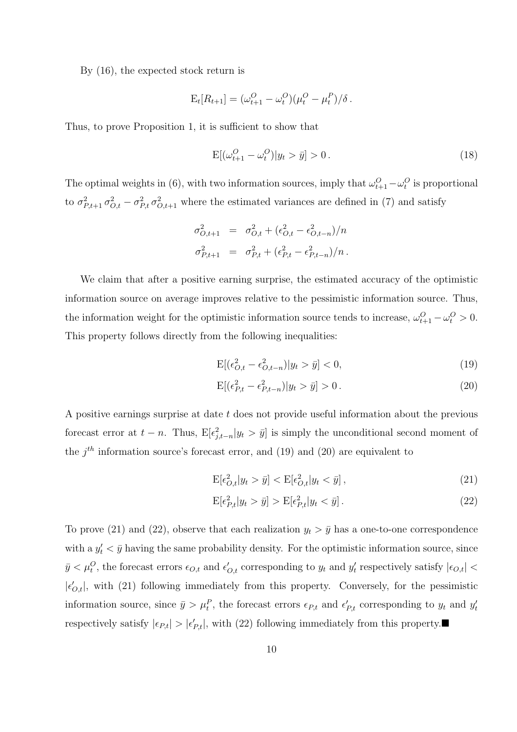By (16), the expected stock return is

$$\mathrm{E}_t[R_{t+1}] = (\omega^O_{t+1} - \omega^O_t)(\mu^O_t - \mu^P_t)/\delta\,.$$

Thus, to prove Proposition 1, it is sufficient to show that

$$\mathrm{E}[(\omega^O_{t+1} - \omega^O_t)|y_t > \bar{y}] > 0\,. \tag{18}$$

The optimal weights in (6), with two information sources, imply that $\omega^O_{t+1} - \omega^O_t$ is proportional to $\sigma^2_{P,t+1}\,\sigma^2_{O,t} - \sigma^2_{P,t}\,\sigma^2_{O,t+1}$ where the estimated variances are defined in (7) and satisfy

$$\begin{aligned}
\sigma^2_{O,t+1} &= \sigma^2_{O,t} + (\epsilon^2_{O,t} - \epsilon^2_{O,t-n})/n \\
\sigma^2_{P,t+1} &= \sigma^2_{P,t} + (\epsilon^2_{P,t} - \epsilon^2_{P,t-n})/n\,.
\end{aligned}$$

We claim that after a positive earning surprise, the estimated accuracy of the optimistic information source on average improves relative to the pessimistic information source. Thus, the information weight for the optimistic information source tends to increase, $\omega^O_{t+1} - \omega^O_t > 0$. This property follows directly from the following inequalities:

$$\mathrm{E}[(\epsilon^2_{O,t} - \epsilon^2_{O,t-n})|y_t > \bar{y}] < 0, \tag{19}$$

$$\mathrm{E}[(\epsilon^2_{P,t} - \epsilon^2_{P,t-n})|y_t > \bar{y}] > 0\,. \tag{20}$$

A positive earnings surprise at date $t$ does not provide useful information about the previous forecast error at $t-n$. Thus, $\mathrm{E}[\epsilon^2_{j,t-n}|y_t > \bar{y}]$ is simply the unconditional second moment of the $j^{th}$ information source's forecast error, and (19) and (20) are equivalent to

$$\mathrm{E}[\epsilon^2_{O,t}|y_t > \bar{y}] < \mathrm{E}[\epsilon^2_{O,t}|y_t < \bar{y}]\,, \tag{21}$$

$$\mathrm{E}[\epsilon^2_{P,t}|y_t > \bar{y}] > \mathrm{E}[\epsilon^2_{P,t}|y_t < \bar{y}]\,. \tag{22}$$

To prove (21) and (22), observe that each realization $y_t > \bar{y}$ has a one-to-one correspondence with a $y'_t < \bar{y}$ having the same probability density. For the optimistic information source, since $\bar{y} < \mu^O_t$, the forecast errors $\epsilon_{O,t}$ and $\epsilon'_{O,t}$ corresponding to $y_t$ and $y'_t$ respectively satisfy $|\epsilon_{O,t}| < |\epsilon'_{O,t}|$, with (21) following immediately from this property. Conversely, for the pessimistic information source, since $\bar{y} > \mu^P_t$, the forecast errors $\epsilon_{P,t}$ and $\epsilon'_{P,t}$ corresponding to $y_t$ and $y'_t$ respectively satisfy $|\epsilon_{P,t}| > |\epsilon'_{P,t}|$, with (22) following immediately from this property.■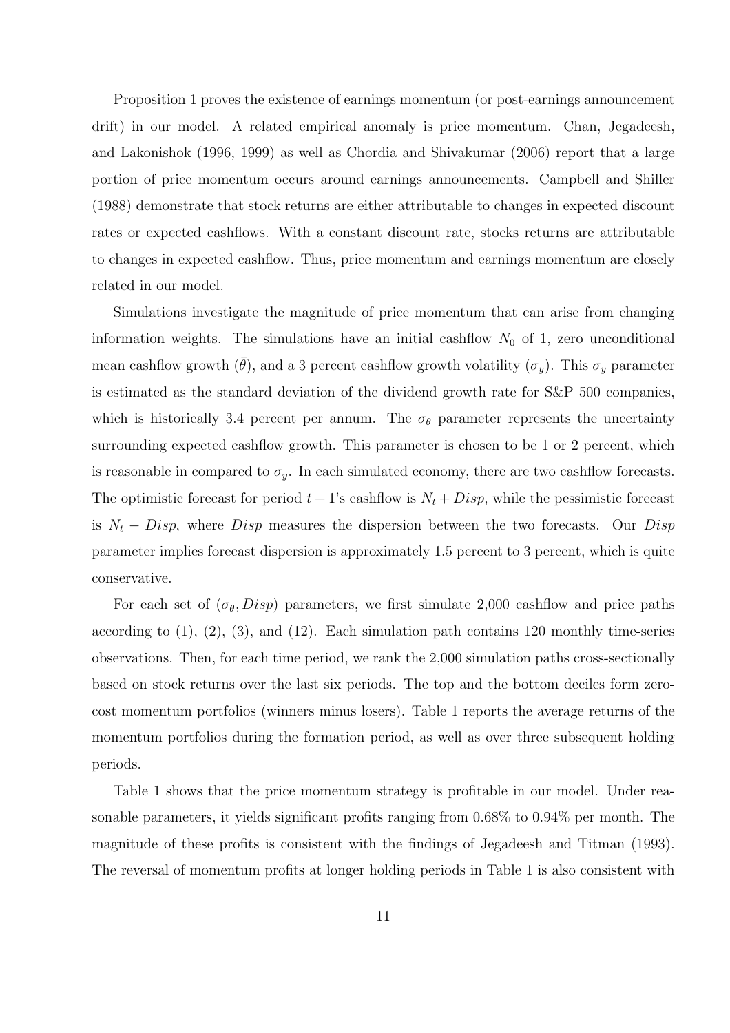Proposition 1 proves the existence of earnings momentum (or post-earnings announcement drift) in our model. A related empirical anomaly is price momentum. Chan, Jegadeesh, and Lakonishok (1996, 1999) as well as Chordia and Shivakumar (2006) report that a large portion of price momentum occurs around earnings announcements. Campbell and Shiller (1988) demonstrate that stock returns are either attributable to changes in expected discount rates or expected cashflows. With a constant discount rate, stocks returns are attributable to changes in expected cashflow. Thus, price momentum and earnings momentum are closely related in our model.

Simulations investigate the magnitude of price momentum that can arise from changing information weights. The simulations have an initial cashflow $N_0$ of 1, zero unconditional mean cashflow growth ($\bar{\theta}$), and a 3 percent cashflow growth volatility ($\sigma_y$). This $\sigma_y$ parameter is estimated as the standard deviation of the dividend growth rate for S&P 500 companies, which is historically 3.4 percent per annum. The $\sigma_\theta$ parameter represents the uncertainty surrounding expected cashflow growth. This parameter is chosen to be 1 or 2 percent, which is reasonable in compared to $\sigma_y$. In each simulated economy, there are two cashflow forecasts. The optimistic forecast for period $t+1$'s cashflow is $N_t + Disp$, while the pessimistic forecast is $N_t - Disp$, where $Disp$ measures the dispersion between the two forecasts. Our $Disp$ parameter implies forecast dispersion is approximately 1.5 percent to 3 percent, which is quite conservative.

For each set of $(\sigma_\theta, Disp)$ parameters, we first simulate 2,000 cashflow and price paths according to (1), (2), (3), and (12). Each simulation path contains 120 monthly time-series observations. Then, for each time period, we rank the 2,000 simulation paths cross-sectionally based on stock returns over the last six periods. The top and the bottom deciles form zero-cost momentum portfolios (winners minus losers). Table 1 reports the average returns of the momentum portfolios during the formation period, as well as over three subsequent holding periods.

Table 1 shows that the price momentum strategy is profitable in our model. Under reasonable parameters, it yields significant profits ranging from 0.68% to 0.94% per month. The magnitude of these profits is consistent with the findings of Jegadeesh and Titman (1993). The reversal of momentum profits at longer holding periods in Table 1 is also consistent with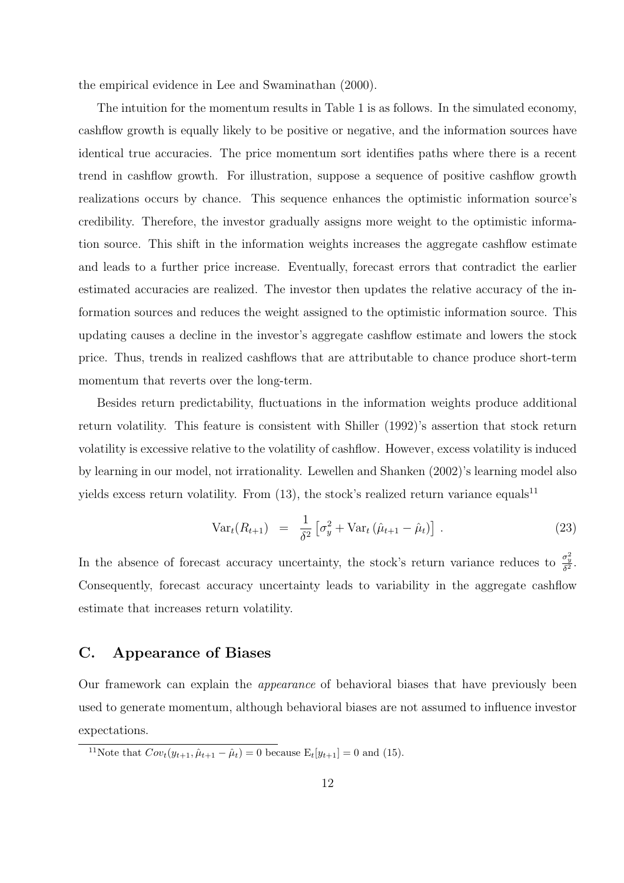the empirical evidence in Lee and Swaminathan (2000).

The intuition for the momentum results in Table 1 is as follows. In the simulated economy, cashflow growth is equally likely to be positive or negative, and the information sources have identical true accuracies. The price momentum sort identifies paths where there is a recent trend in cashflow growth. For illustration, suppose a sequence of positive cashflow growth realizations occurs by chance. This sequence enhances the optimistic information source's credibility. Therefore, the investor gradually assigns more weight to the optimistic information source. This shift in the information weights increases the aggregate cashflow estimate and leads to a further price increase. Eventually, forecast errors that contradict the earlier estimated accuracies are realized. The investor then updates the relative accuracy of the information sources and reduces the weight assigned to the optimistic information source. This updating causes a decline in the investor's aggregate cashflow estimate and lowers the stock price. Thus, trends in realized cashflows that are attributable to chance produce short-term momentum that reverts over the long-term.

Besides return predictability, fluctuations in the information weights produce additional return volatility. This feature is consistent with Shiller (1992)'s assertion that stock return volatility is excessive relative to the volatility of cashflow. However, excess volatility is induced by learning in our model, not irrationality. Lewellen and Shanken (2002)'s learning model also yields excess return volatility. From (13), the stock's realized return variance equals[11]

$$\mathrm{Var}_t(R_{t+1}) \;=\; \frac{1}{\delta^2}\left[\sigma_y^2 + \mathrm{Var}_t\left(\hat{\mu}_{t+1} - \hat{\mu}_t\right)\right] . \tag{23}$$

In the absence of forecast accuracy uncertainty, the stock's return variance reduces to $\frac{\sigma_y^2}{\delta^2}$. Consequently, forecast accuracy uncertainty leads to variability in the aggregate cashflow estimate that increases return volatility.

## C. Appearance of Biases

Our framework can explain the *appearance* of behavioral biases that have previously been used to generate momentum, although behavioral biases are not assumed to influence investor expectations.

[11] Note that $Cov_t(y_{t+1}, \hat{\mu}_{t+1} - \hat{\mu}_t) = 0$ because $\mathrm{E}_t[y_{t+1}] = 0$ and (15).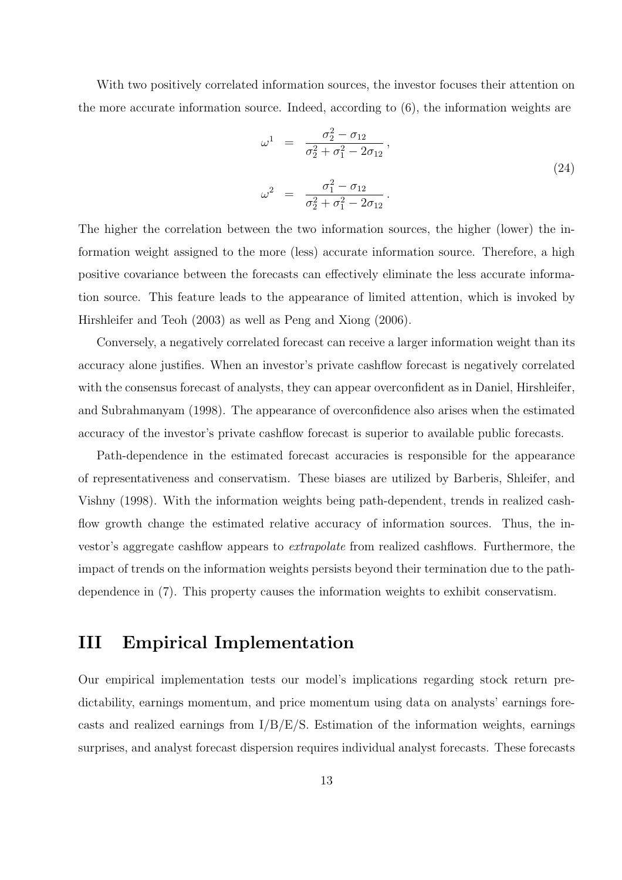With two positively correlated information sources, the investor focuses their attention on the more accurate information source. Indeed, according to (6), the information weights are

$$
\begin{aligned}
\omega^1 &= \frac{\sigma_2^2 - \sigma_{12}}{\sigma_2^2 + \sigma_1^2 - 2\sigma_{12}}\,, \\
\omega^2 &= \frac{\sigma_1^2 - \sigma_{12}}{\sigma_2^2 + \sigma_1^2 - 2\sigma_{12}}\,.
\end{aligned}
\tag{24}
$$

The higher the correlation between the two information sources, the higher (lower) the information weight assigned to the more (less) accurate information source. Therefore, a high positive covariance between the forecasts can effectively eliminate the less accurate information source. This feature leads to the appearance of limited attention, which is invoked by Hirshleifer and Teoh (2003) as well as Peng and Xiong (2006).

Conversely, a negatively correlated forecast can receive a larger information weight than its accuracy alone justifies. When an investor's private cashflow forecast is negatively correlated with the consensus forecast of analysts, they can appear overconfident as in Daniel, Hirshleifer, and Subrahmanyam (1998). The appearance of overconfidence also arises when the estimated accuracy of the investor's private cashflow forecast is superior to available public forecasts.

Path-dependence in the estimated forecast accuracies is responsible for the appearance of representativeness and conservatism. These biases are utilized by Barberis, Shleifer, and Vishny (1998). With the information weights being path-dependent, trends in realized cashflow growth change the estimated relative accuracy of information sources. Thus, the investor's aggregate cashflow appears to *extrapolate* from realized cashflows. Furthermore, the impact of trends on the information weights persists beyond their termination due to the path-dependence in (7). This property causes the information weights to exhibit conservatism.

# III Empirical Implementation

Our empirical implementation tests our model's implications regarding stock return predictability, earnings momentum, and price momentum using data on analysts' earnings forecasts and realized earnings from I/B/E/S. Estimation of the information weights, earnings surprises, and analyst forecast dispersion requires individual analyst forecasts. These forecasts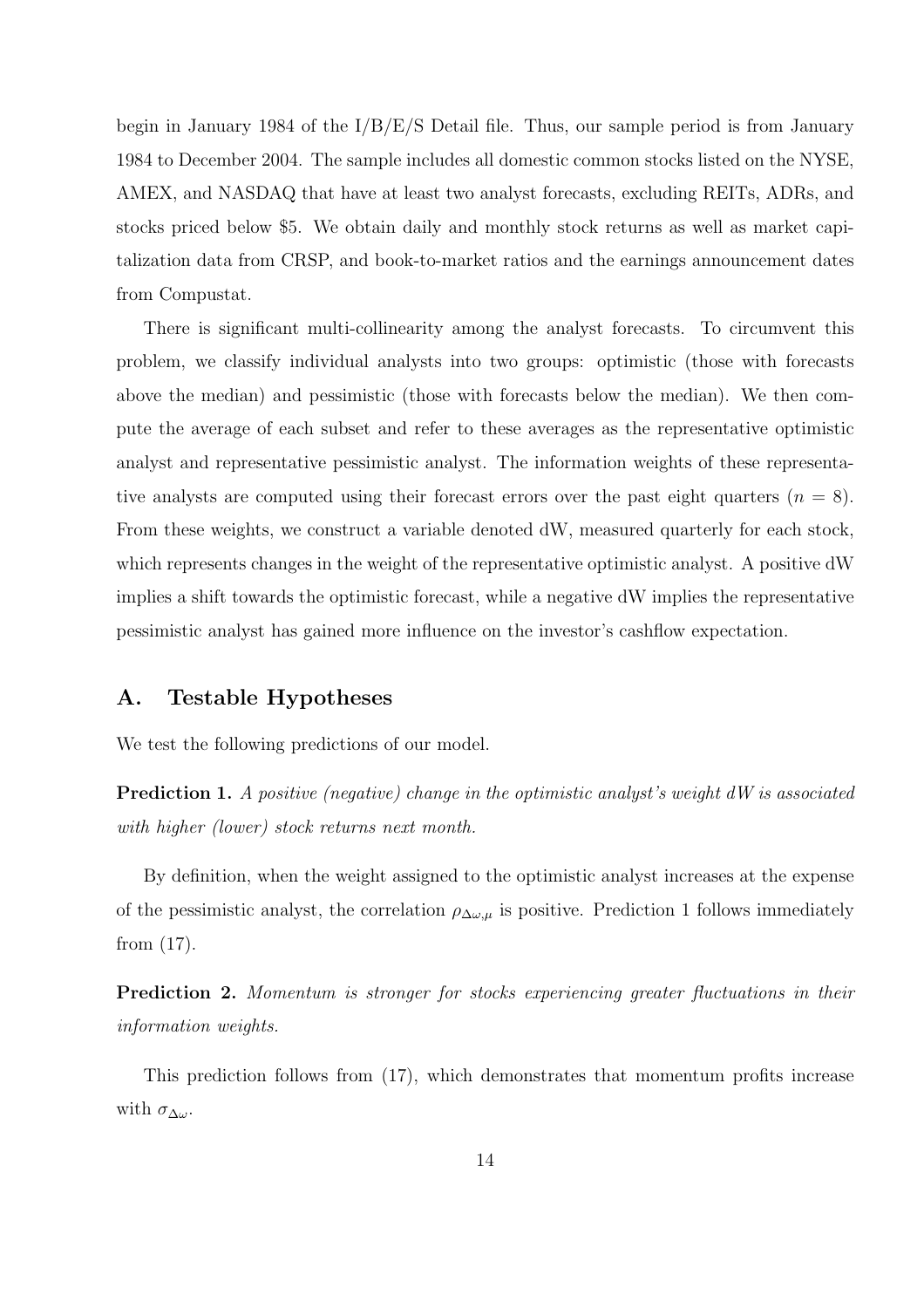begin in January 1984 of the I/B/E/S Detail file. Thus, our sample period is from January 1984 to December 2004. The sample includes all domestic common stocks listed on the NYSE, AMEX, and NASDAQ that have at least two analyst forecasts, excluding REITs, ADRs, and stocks priced below $5. We obtain daily and monthly stock returns as well as market capitalization data from CRSP, and book-to-market ratios and the earnings announcement dates from Compustat.

There is significant multi-collinearity among the analyst forecasts. To circumvent this problem, we classify individual analysts into two groups: optimistic (those with forecasts above the median) and pessimistic (those with forecasts below the median). We then compute the average of each subset and refer to these averages as the representative optimistic analyst and representative pessimistic analyst. The information weights of these representative analysts are computed using their forecast errors over the past eight quarters ($n = 8$). From these weights, we construct a variable denoted dW, measured quarterly for each stock, which represents changes in the weight of the representative optimistic analyst. A positive dW implies a shift towards the optimistic forecast, while a negative dW implies the representative pessimistic analyst has gained more influence on the investor's cashflow expectation.

## A. Testable Hypotheses

We test the following predictions of our model.

**Prediction 1.** *A positive (negative) change in the optimistic analyst's weight dW is associated with higher (lower) stock returns next month.*

By definition, when the weight assigned to the optimistic analyst increases at the expense of the pessimistic analyst, the correlation $\rho_{\Delta\omega,\mu}$ is positive. Prediction 1 follows immediately from (17).

**Prediction 2.** *Momentum is stronger for stocks experiencing greater fluctuations in their information weights.*

This prediction follows from (17), which demonstrates that momentum profits increase with $\sigma_{\Delta\omega}$.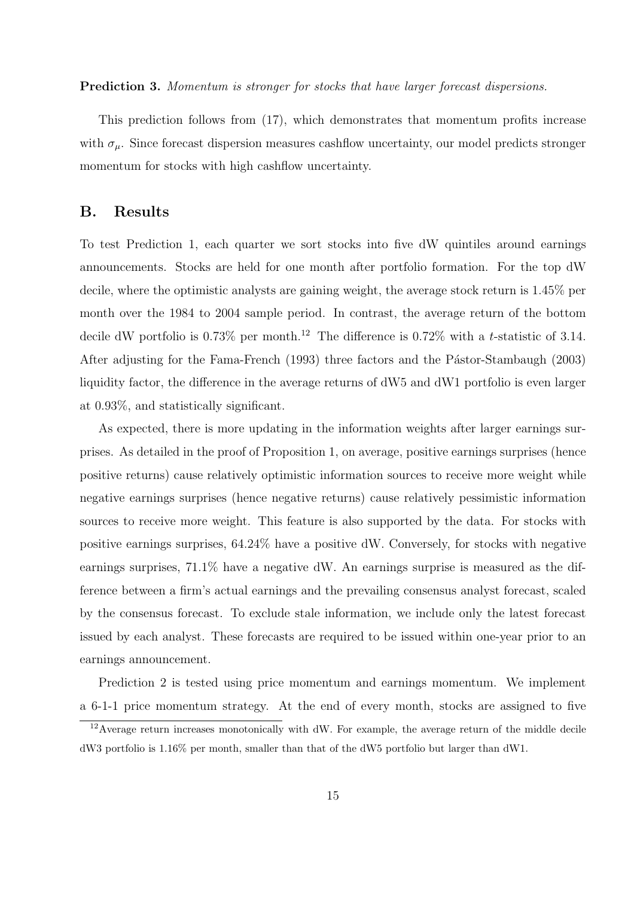**Prediction 3.** *Momentum is stronger for stocks that have larger forecast dispersions.*

This prediction follows from (17), which demonstrates that momentum profits increase with $\sigma_\mu$. Since forecast dispersion measures cashflow uncertainty, our model predicts stronger momentum for stocks with high cashflow uncertainty.

## B. Results

To test Prediction 1, each quarter we sort stocks into five dW quintiles around earnings announcements. Stocks are held for one month after portfolio formation. For the top dW decile, where the optimistic analysts are gaining weight, the average stock return is 1.45% per month over the 1984 to 2004 sample period. In contrast, the average return of the bottom decile dW portfolio is 0.73% per month.[12] The difference is 0.72% with a $t$-statistic of 3.14. After adjusting for the Fama-French (1993) three factors and the Pástor-Stambaugh (2003) liquidity factor, the difference in the average returns of dW5 and dW1 portfolio is even larger at 0.93%, and statistically significant.

As expected, there is more updating in the information weights after larger earnings surprises. As detailed in the proof of Proposition 1, on average, positive earnings surprises (hence positive returns) cause relatively optimistic information sources to receive more weight while negative earnings surprises (hence negative returns) cause relatively pessimistic information sources to receive more weight. This feature is also supported by the data. For stocks with positive earnings surprises, 64.24% have a positive dW. Conversely, for stocks with negative earnings surprises, 71.1% have a negative dW. An earnings surprise is measured as the difference between a firm's actual earnings and the prevailing consensus analyst forecast, scaled by the consensus forecast. To exclude stale information, we include only the latest forecast issued by each analyst. These forecasts are required to be issued within one-year prior to an earnings announcement.

Prediction 2 is tested using price momentum and earnings momentum. We implement a 6-1-1 price momentum strategy. At the end of every month, stocks are assigned to five

[12] Average return increases monotonically with dW. For example, the average return of the middle decile dW3 portfolio is 1.16% per month, smaller than that of the dW5 portfolio but larger than dW1.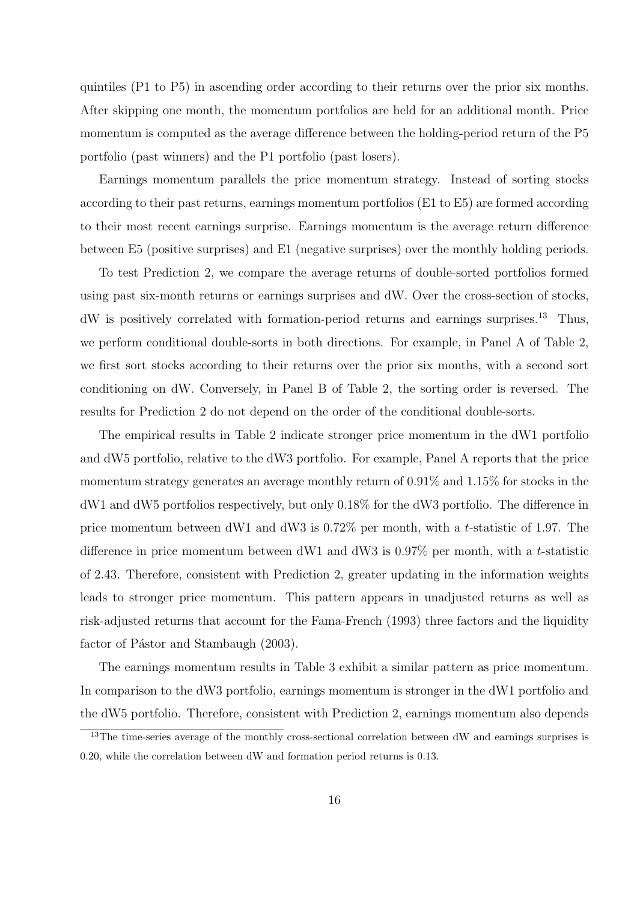quintiles (P1 to P5) in ascending order according to their returns over the prior six months. After skipping one month, the momentum portfolios are held for an additional month. Price momentum is computed as the average difference between the holding-period return of the P5 portfolio (past winners) and the P1 portfolio (past losers).

Earnings momentum parallels the price momentum strategy. Instead of sorting stocks according to their past returns, earnings momentum portfolios (E1 to E5) are formed according to their most recent earnings surprise. Earnings momentum is the average return difference between E5 (positive surprises) and E1 (negative surprises) over the monthly holding periods.

To test Prediction 2, we compare the average returns of double-sorted portfolios formed using past six-month returns or earnings surprises and dW. Over the cross-section of stocks, dW is positively correlated with formation-period returns and earnings surprises.[13] Thus, we perform conditional double-sorts in both directions. For example, in Panel A of Table 2, we first sort stocks according to their returns over the prior six months, with a second sort conditioning on dW. Conversely, in Panel B of Table 2, the sorting order is reversed. The results for Prediction 2 do not depend on the order of the conditional double-sorts.

The empirical results in Table 2 indicate stronger price momentum in the dW1 portfolio and dW5 portfolio, relative to the dW3 portfolio. For example, Panel A reports that the price momentum strategy generates an average monthly return of 0.91% and 1.15% for stocks in the dW1 and dW5 portfolios respectively, but only 0.18% for the dW3 portfolio. The difference in price momentum between dW1 and dW3 is 0.72% per month, with a *t*-statistic of 1.97. The difference in price momentum between dW1 and dW3 is 0.97% per month, with a *t*-statistic of 2.43. Therefore, consistent with Prediction 2, greater updating in the information weights leads to stronger price momentum. This pattern appears in unadjusted returns as well as risk-adjusted returns that account for the Fama-French (1993) three factors and the liquidity factor of Pástor and Stambaugh (2003).

The earnings momentum results in Table 3 exhibit a similar pattern as price momentum. In comparison to the dW3 portfolio, earnings momentum is stronger in the dW1 portfolio and the dW5 portfolio. Therefore, consistent with Prediction 2, earnings momentum also depends

[13] The time-series average of the monthly cross-sectional correlation between dW and earnings surprises is 0.20, while the correlation between dW and formation period returns is 0.13.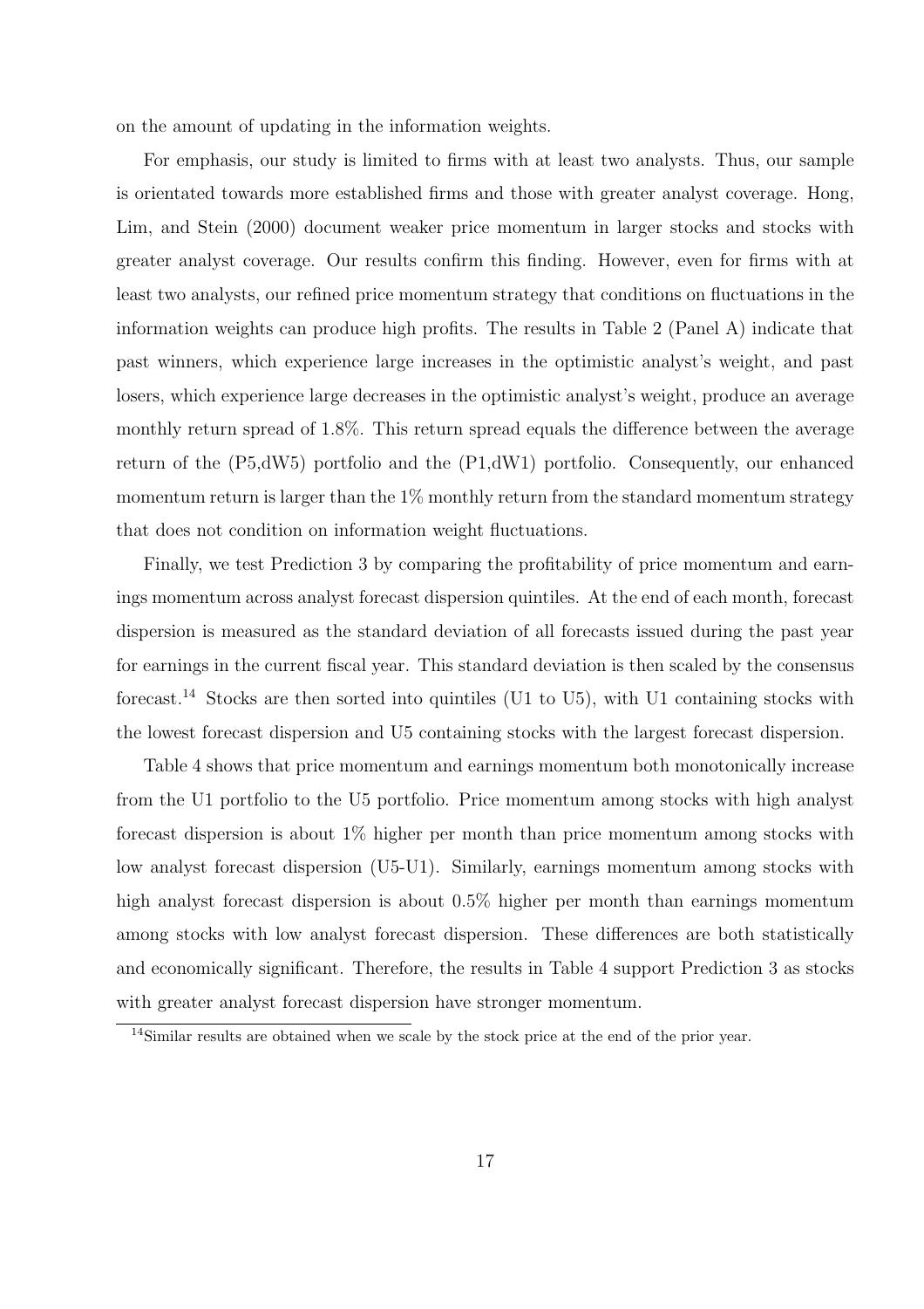on the amount of updating in the information weights.

For emphasis, our study is limited to firms with at least two analysts. Thus, our sample is orientated towards more established firms and those with greater analyst coverage. Hong, Lim, and Stein (2000) document weaker price momentum in larger stocks and stocks with greater analyst coverage. Our results confirm this finding. However, even for firms with at least two analysts, our refined price momentum strategy that conditions on fluctuations in the information weights can produce high profits. The results in Table 2 (Panel A) indicate that past winners, which experience large increases in the optimistic analyst's weight, and past losers, which experience large decreases in the optimistic analyst's weight, produce an average monthly return spread of 1.8%. This return spread equals the difference between the average return of the (P5,dW5) portfolio and the (P1,dW1) portfolio. Consequently, our enhanced momentum return is larger than the 1% monthly return from the standard momentum strategy that does not condition on information weight fluctuations.

Finally, we test Prediction 3 by comparing the profitability of price momentum and earnings momentum across analyst forecast dispersion quintiles. At the end of each month, forecast dispersion is measured as the standard deviation of all forecasts issued during the past year for earnings in the current fiscal year. This standard deviation is then scaled by the consensus forecast.[14] Stocks are then sorted into quintiles (U1 to U5), with U1 containing stocks with the lowest forecast dispersion and U5 containing stocks with the largest forecast dispersion.

Table 4 shows that price momentum and earnings momentum both monotonically increase from the U1 portfolio to the U5 portfolio. Price momentum among stocks with high analyst forecast dispersion is about 1% higher per month than price momentum among stocks with low analyst forecast dispersion (U5-U1). Similarly, earnings momentum among stocks with high analyst forecast dispersion is about 0.5% higher per month than earnings momentum among stocks with low analyst forecast dispersion. These differences are both statistically and economically significant. Therefore, the results in Table 4 support Prediction 3 as stocks with greater analyst forecast dispersion have stronger momentum.

[14] Similar results are obtained when we scale by the stock price at the end of the prior year.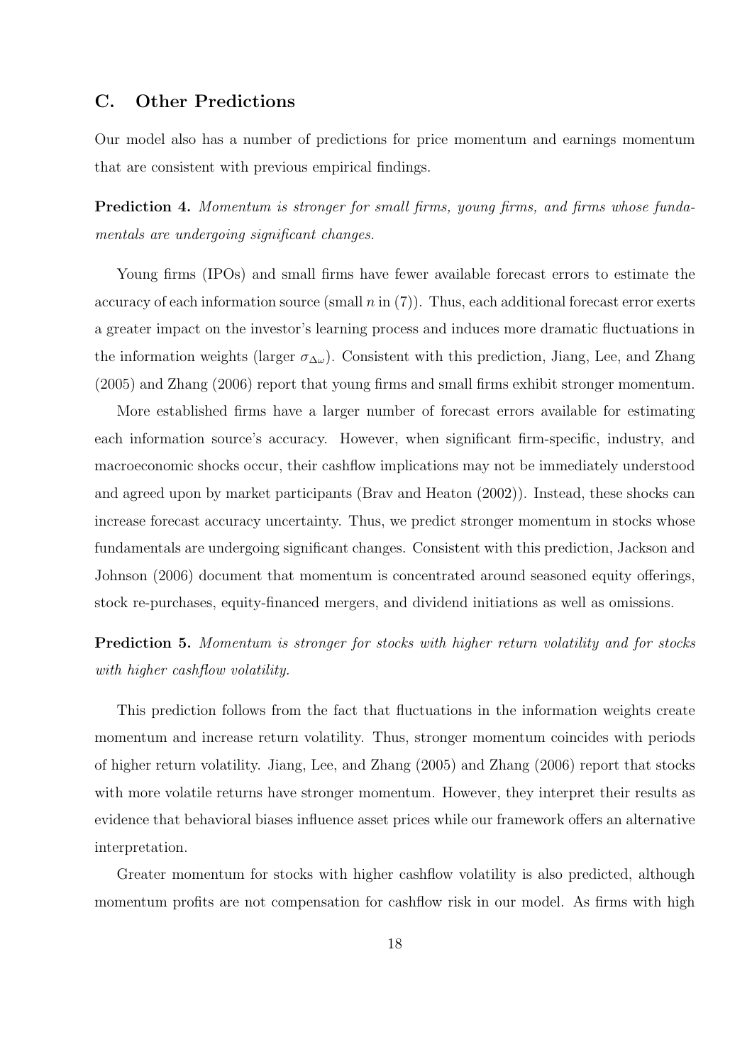## C. Other Predictions

Our model also has a number of predictions for price momentum and earnings momentum that are consistent with previous empirical findings.

**Prediction 4.** *Momentum is stronger for small firms, young firms, and firms whose fundamentals are undergoing significant changes.*

Young firms (IPOs) and small firms have fewer available forecast errors to estimate the accuracy of each information source (small $n$ in (7)). Thus, each additional forecast error exerts a greater impact on the investor's learning process and induces more dramatic fluctuations in the information weights (larger $\sigma_{\Delta\omega}$). Consistent with this prediction, Jiang, Lee, and Zhang (2005) and Zhang (2006) report that young firms and small firms exhibit stronger momentum.

More established firms have a larger number of forecast errors available for estimating each information source's accuracy. However, when significant firm-specific, industry, and macroeconomic shocks occur, their cashflow implications may not be immediately understood and agreed upon by market participants (Brav and Heaton (2002)). Instead, these shocks can increase forecast accuracy uncertainty. Thus, we predict stronger momentum in stocks whose fundamentals are undergoing significant changes. Consistent with this prediction, Jackson and Johnson (2006) document that momentum is concentrated around seasoned equity offerings, stock re-purchases, equity-financed mergers, and dividend initiations as well as omissions.

**Prediction 5.** *Momentum is stronger for stocks with higher return volatility and for stocks with higher cashflow volatility.*

This prediction follows from the fact that fluctuations in the information weights create momentum and increase return volatility. Thus, stronger momentum coincides with periods of higher return volatility. Jiang, Lee, and Zhang (2005) and Zhang (2006) report that stocks with more volatile returns have stronger momentum. However, they interpret their results as evidence that behavioral biases influence asset prices while our framework offers an alternative interpretation.

Greater momentum for stocks with higher cashflow volatility is also predicted, although momentum profits are not compensation for cashflow risk in our model. As firms with high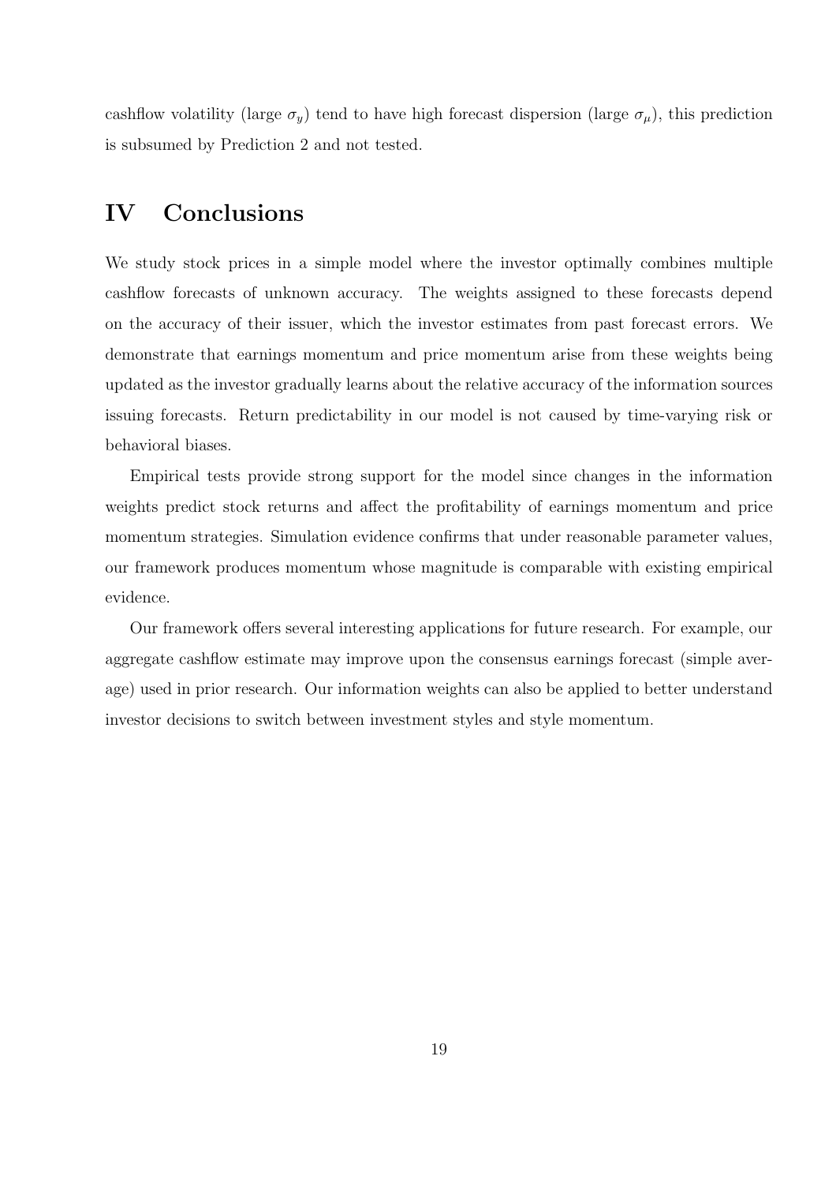cashflow volatility (large $\sigma_y$) tend to have high forecast dispersion (large $\sigma_\mu$), this prediction is subsumed by Prediction 2 and not tested.

# IV Conclusions

We study stock prices in a simple model where the investor optimally combines multiple cashflow forecasts of unknown accuracy. The weights assigned to these forecasts depend on the accuracy of their issuer, which the investor estimates from past forecast errors. We demonstrate that earnings momentum and price momentum arise from these weights being updated as the investor gradually learns about the relative accuracy of the information sources issuing forecasts. Return predictability in our model is not caused by time-varying risk or behavioral biases.

Empirical tests provide strong support for the model since changes in the information weights predict stock returns and affect the profitability of earnings momentum and price momentum strategies. Simulation evidence confirms that under reasonable parameter values, our framework produces momentum whose magnitude is comparable with existing empirical evidence.

Our framework offers several interesting applications for future research. For example, our aggregate cashflow estimate may improve upon the consensus earnings forecast (simple average) used in prior research. Our information weights can also be applied to better understand investor decisions to switch between investment styles and style momentum.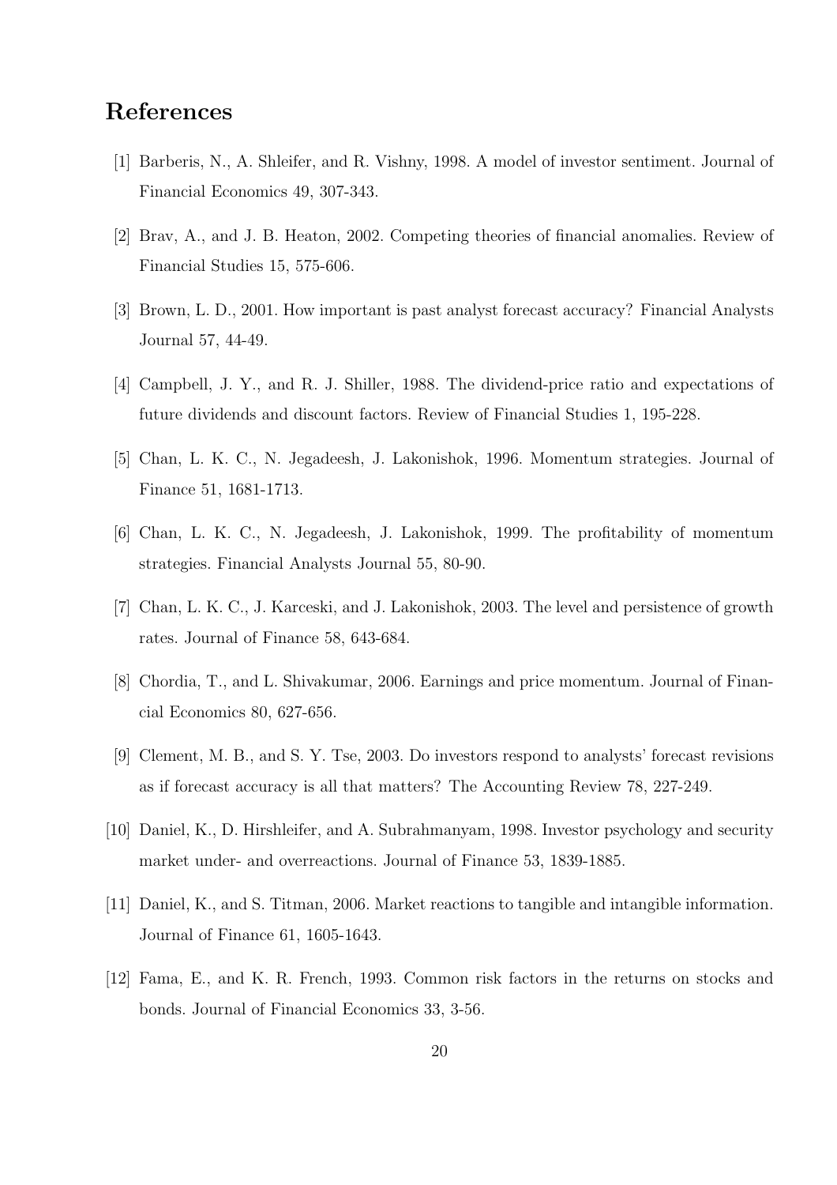# References

[1] Barberis, N., A. Shleifer, and R. Vishny, 1998. A model of investor sentiment. Journal of Financial Economics 49, 307-343.

[2] Brav, A., and J. B. Heaton, 2002. Competing theories of financial anomalies. Review of Financial Studies 15, 575-606.

[3] Brown, L. D., 2001. How important is past analyst forecast accuracy? Financial Analysts Journal 57, 44-49.

[4] Campbell, J. Y., and R. J. Shiller, 1988. The dividend-price ratio and expectations of future dividends and discount factors. Review of Financial Studies 1, 195-228.

[5] Chan, L. K. C., N. Jegadeesh, J. Lakonishok, 1996. Momentum strategies. Journal of Finance 51, 1681-1713.

[6] Chan, L. K. C., N. Jegadeesh, J. Lakonishok, 1999. The profitability of momentum strategies. Financial Analysts Journal 55, 80-90.

[7] Chan, L. K. C., J. Karceski, and J. Lakonishok, 2003. The level and persistence of growth rates. Journal of Finance 58, 643-684.

[8] Chordia, T., and L. Shivakumar, 2006. Earnings and price momentum. Journal of Financial Economics 80, 627-656.

[9] Clement, M. B., and S. Y. Tse, 2003. Do investors respond to analysts' forecast revisions as if forecast accuracy is all that matters? The Accounting Review 78, 227-249.

[10] Daniel, K., D. Hirshleifer, and A. Subrahmanyam, 1998. Investor psychology and security market under- and overreactions. Journal of Finance 53, 1839-1885.

[11] Daniel, K., and S. Titman, 2006. Market reactions to tangible and intangible information. Journal of Finance 61, 1605-1643.

[12] Fama, E., and K. R. French, 1993. Common risk factors in the returns on stocks and bonds. Journal of Financial Economics 33, 3-56.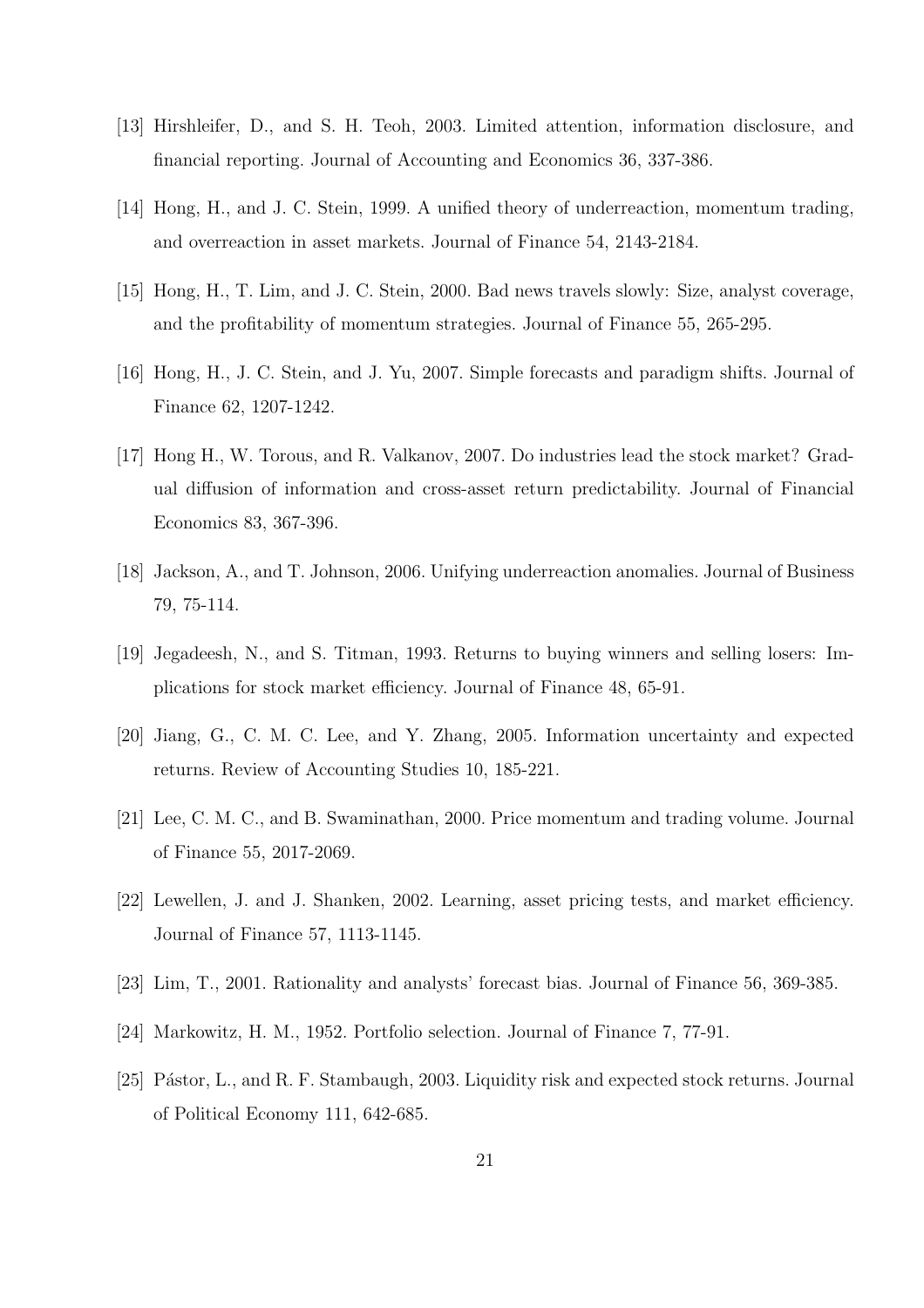[13] Hirshleifer, D., and S. H. Teoh, 2003. Limited attention, information disclosure, and financial reporting. Journal of Accounting and Economics 36, 337-386.

[14] Hong, H., and J. C. Stein, 1999. A unified theory of underreaction, momentum trading, and overreaction in asset markets. Journal of Finance 54, 2143-2184.

[15] Hong, H., T. Lim, and J. C. Stein, 2000. Bad news travels slowly: Size, analyst coverage, and the profitability of momentum strategies. Journal of Finance 55, 265-295.

[16] Hong, H., J. C. Stein, and J. Yu, 2007. Simple forecasts and paradigm shifts. Journal of Finance 62, 1207-1242.

[17] Hong H., W. Torous, and R. Valkanov, 2007. Do industries lead the stock market? Gradual diffusion of information and cross-asset return predictability. Journal of Financial Economics 83, 367-396.

[18] Jackson, A., and T. Johnson, 2006. Unifying underreaction anomalies. Journal of Business 79, 75-114.

[19] Jegadeesh, N., and S. Titman, 1993. Returns to buying winners and selling losers: Implications for stock market efficiency. Journal of Finance 48, 65-91.

[20] Jiang, G., C. M. C. Lee, and Y. Zhang, 2005. Information uncertainty and expected returns. Review of Accounting Studies 10, 185-221.

[21] Lee, C. M. C., and B. Swaminathan, 2000. Price momentum and trading volume. Journal of Finance 55, 2017-2069.

[22] Lewellen, J. and J. Shanken, 2002. Learning, asset pricing tests, and market efficiency. Journal of Finance 57, 1113-1145.

[23] Lim, T., 2001. Rationality and analysts' forecast bias. Journal of Finance 56, 369-385.

[24] Markowitz, H. M., 1952. Portfolio selection. Journal of Finance 7, 77-91.

[25] Pástor, L., and R. F. Stambaugh, 2003. Liquidity risk and expected stock returns. Journal of Political Economy 111, 642-685.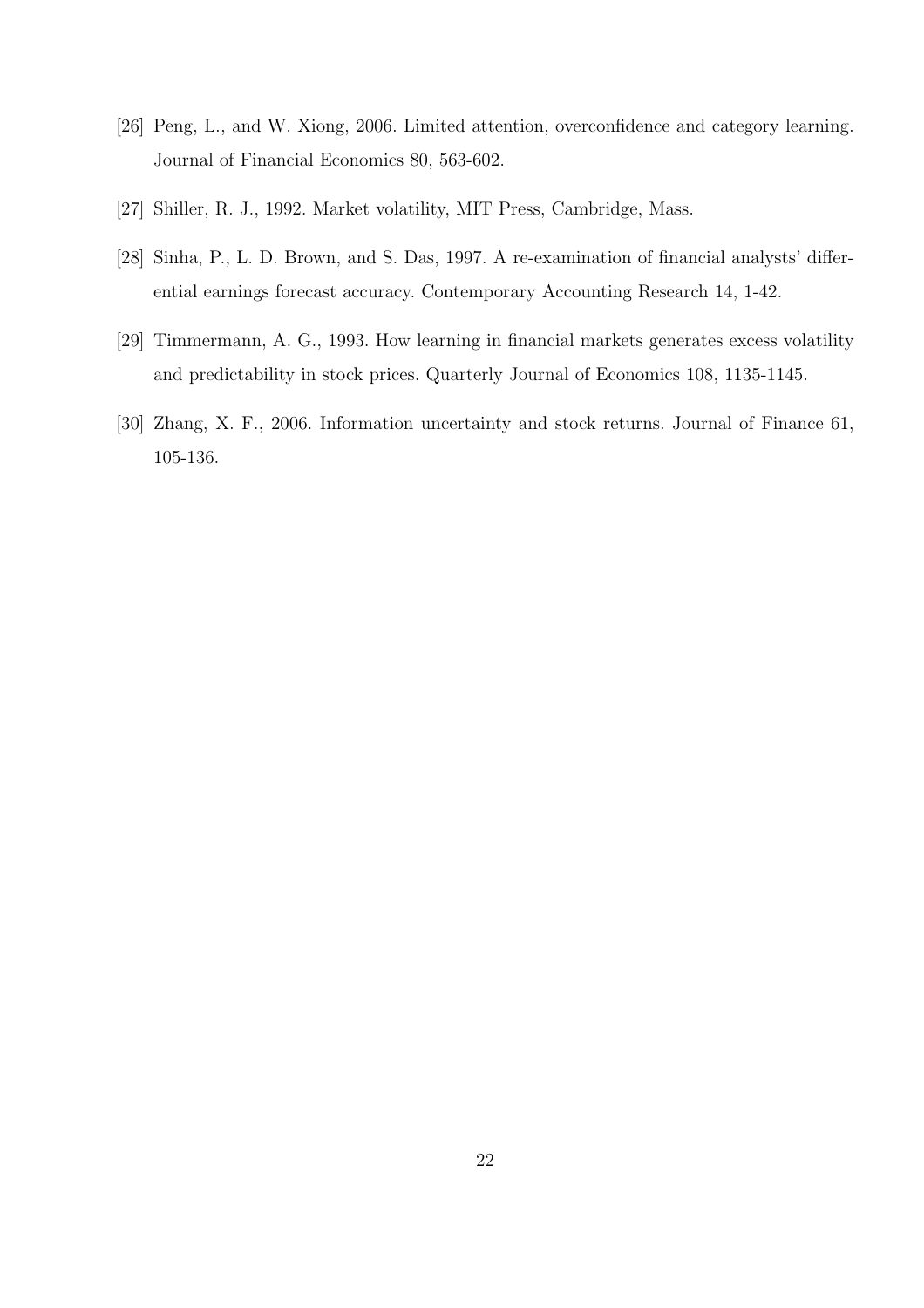[26] Peng, L., and W. Xiong, 2006. Limited attention, overconfidence and category learning. Journal of Financial Economics 80, 563-602.

[27] Shiller, R. J., 1992. Market volatility, MIT Press, Cambridge, Mass.

[28] Sinha, P., L. D. Brown, and S. Das, 1997. A re-examination of financial analysts' differential earnings forecast accuracy. Contemporary Accounting Research 14, 1-42.

[29] Timmermann, A. G., 1993. How learning in financial markets generates excess volatility and predictability in stock prices. Quarterly Journal of Economics 108, 1135-1145.

[30] Zhang, X. F., 2006. Information uncertainty and stock returns. Journal of Finance 61, 105-136.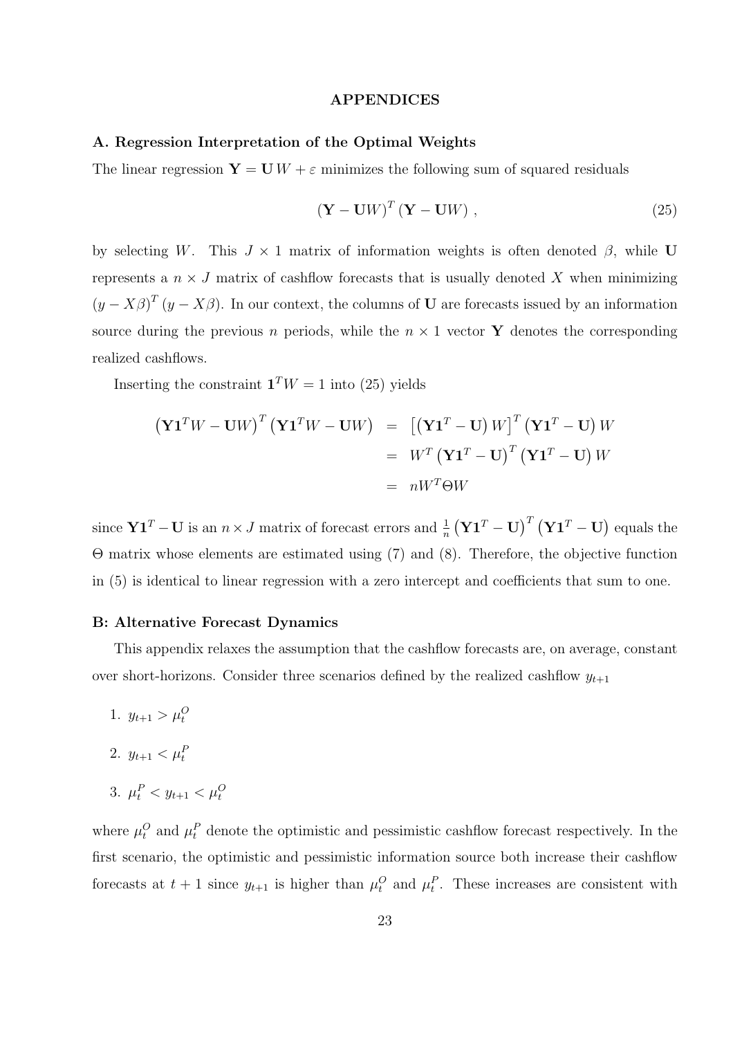# APPENDICES

## A. Regression Interpretation of the Optimal Weights

The linear regression $\mathbf{Y} = \mathbf{U}\,W + \varepsilon$ minimizes the following sum of squared residuals

$$(\mathbf{Y} - \mathbf{U}W)^T (\mathbf{Y} - \mathbf{U}W) \,, \tag{25}$$

by selecting $W$. This $J \times 1$ matrix of information weights is often denoted $\beta$, while $\mathbf{U}$ represents a $n \times J$ matrix of cashflow forecasts that is usually denoted $X$ when minimizing $(y - X\beta)^T (y - X\beta)$. In our context, the columns of $\mathbf{U}$ are forecasts issued by an information source during the previous $n$ periods, while the $n \times 1$ vector $\mathbf{Y}$ denotes the corresponding realized cashflows.

Inserting the constraint $\mathbf{1}^T W = 1$ into (25) yields

$$\begin{aligned}
\left(\mathbf{Y}\mathbf{1}^T W - \mathbf{U}W\right)^T \left(\mathbf{Y}\mathbf{1}^T W - \mathbf{U}W\right) &= \left[\left(\mathbf{Y}\mathbf{1}^T - \mathbf{U}\right) W\right]^T \left(\mathbf{Y}\mathbf{1}^T - \mathbf{U}\right) W \\
&= W^T \left(\mathbf{Y}\mathbf{1}^T - \mathbf{U}\right)^T \left(\mathbf{Y}\mathbf{1}^T - \mathbf{U}\right) W \\
&= nW^T \Theta W
\end{aligned}$$

since $\mathbf{Y}\mathbf{1}^T - \mathbf{U}$ is an $n \times J$ matrix of forecast errors and $\frac{1}{n}\left(\mathbf{Y}\mathbf{1}^T - \mathbf{U}\right)^T \left(\mathbf{Y}\mathbf{1}^T - \mathbf{U}\right)$ equals the $\Theta$ matrix whose elements are estimated using (7) and (8). Therefore, the objective function in (5) is identical to linear regression with a zero intercept and coefficients that sum to one.

## B: Alternative Forecast Dynamics

This appendix relaxes the assumption that the cashflow forecasts are, on average, constant over short-horizons. Consider three scenarios defined by the realized cashflow $y_{t+1}$

1. $y_{t+1} > \mu_t^O$
2. $y_{t+1} < \mu_t^P$
3. $\mu_t^P < y_{t+1} < \mu_t^O$

where $\mu_t^O$ and $\mu_t^P$ denote the optimistic and pessimistic cashflow forecast respectively. In the first scenario, the optimistic and pessimistic information source both increase their cashflow forecasts at $t+1$ since $y_{t+1}$ is higher than $\mu_t^O$ and $\mu_t^P$. These increases are consistent with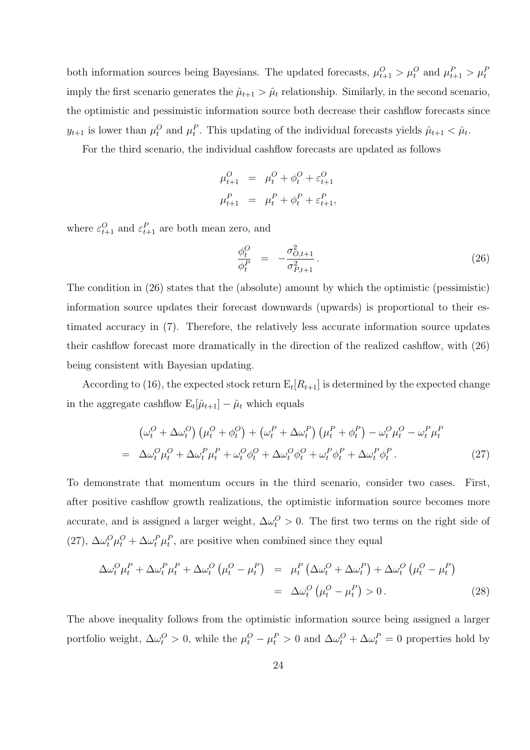both information sources being Bayesians. The updated forecasts, $\mu^O_{t+1} > \mu^O_t$ and $\mu^P_{t+1} > \mu^P_t$ imply the first scenario generates the $\hat{\mu}_{t+1} > \hat{\mu}_t$ relationship. Similarly, in the second scenario, the optimistic and pessimistic information source both decrease their cashflow forecasts since $y_{t+1}$ is lower than $\mu^O_t$ and $\mu^P_t$. This updating of the individual forecasts yields $\hat{\mu}_{t+1} < \hat{\mu}_t$.

For the third scenario, the individual cashflow forecasts are updated as follows

$$
\begin{aligned}
\mu^O_{t+1} &= \mu^O_t + \phi^O_t + \varepsilon^O_{t+1} \\
\mu^P_{t+1} &= \mu^P_t + \phi^P_t + \varepsilon^P_{t+1},
\end{aligned}
$$

where $\varepsilon^O_{t+1}$ and $\varepsilon^P_{t+1}$ are both mean zero, and

$$
\frac{\phi^O_t}{\phi^P_t} = -\frac{\sigma^2_{O,t+1}}{\sigma^2_{P,t+1}}. \tag{26}
$$

The condition in (26) states that the (absolute) amount by which the optimistic (pessimistic) information source updates their forecast downwards (upwards) is proportional to their estimated accuracy in (7). Therefore, the relatively less accurate information source updates their cashflow forecast more dramatically in the direction of the realized cashflow, with (26) being consistent with Bayesian updating.

According to (16), the expected stock return $\mathrm{E}_t[R_{t+1}]$ is determined by the expected change in the aggregate cashflow $\mathrm{E}_t[\hat{\mu}_{t+1}] - \hat{\mu}_t$ which equals

$$
\begin{aligned}
& \left(\omega^O_t + \Delta\omega^O_t\right)\left(\mu^O_t + \phi^O_t\right) + \left(\omega^P_t + \Delta\omega^P_t\right)\left(\mu^P_t + \phi^P_t\right) - \omega^O_t\mu^O_t - \omega^P_t\mu^P_t \\
= \;& \Delta\omega^O_t\mu^O_t + \Delta\omega^P_t\mu^P_t + \omega^O_t\phi^O_t + \Delta\omega^O_t\phi^O_t + \omega^P_t\phi^P_t + \Delta\omega^P_t\phi^P_t\,.
\end{aligned} \tag{27}
$$

To demonstrate that momentum occurs in the third scenario, consider two cases. First, after positive cashflow growth realizations, the optimistic information source becomes more accurate, and is assigned a larger weight, $\Delta\omega^O_t > 0$. The first two terms on the right side of (27), $\Delta\omega^O_t\mu^O_t + \Delta\omega^P_t\mu^P_t$, are positive when combined since they equal

$$
\begin{aligned}
\Delta\omega^O_t\mu^P_t + \Delta\omega^P_t\mu^P_t + \Delta\omega^O_t\left(\mu^O_t - \mu^P_t\right) &= \mu^P_t\left(\Delta\omega^O_t + \Delta\omega^P_t\right) + \Delta\omega^O_t\left(\mu^O_t - \mu^P_t\right) \\
&= \Delta\omega^O_t\left(\mu^O_t - \mu^P_t\right) > 0\,.
\end{aligned} \tag{28}
$$

The above inequality follows from the optimistic information source being assigned a larger portfolio weight, $\Delta\omega^O_t > 0$, while the $\mu^O_t - \mu^P_t > 0$ and $\Delta\omega^O_t + \Delta\omega^P_t = 0$ properties hold by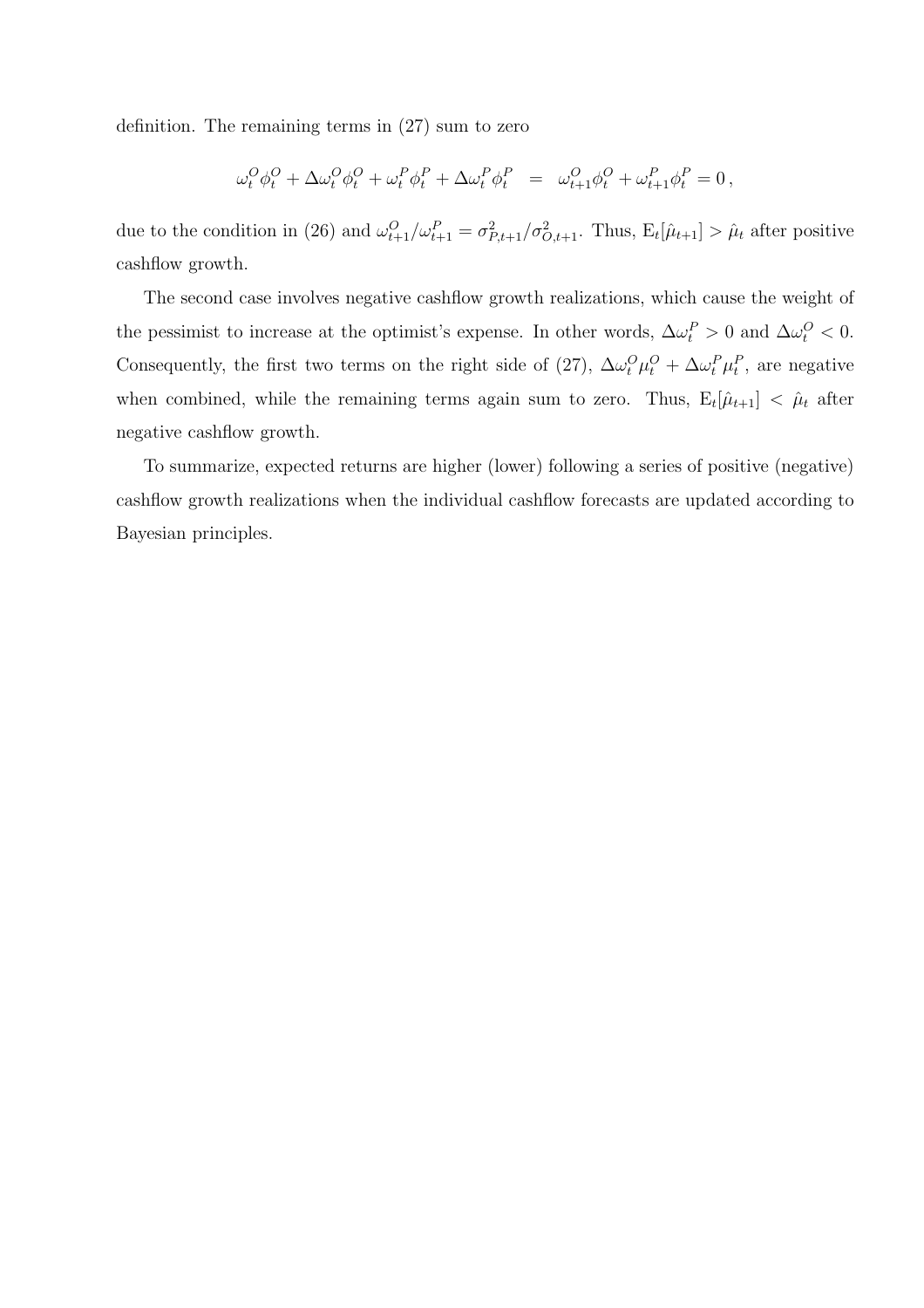definition. The remaining terms in (27) sum to zero

$$\omega_t^O \phi_t^O + \Delta\omega_t^O \phi_t^O + \omega_t^P \phi_t^P + \Delta\omega_t^P \phi_t^P \;\; = \;\; \omega_{t+1}^O \phi_t^O + \omega_{t+1}^P \phi_t^P = 0\,,$$

due to the condition in (26) and $\omega_{t+1}^O / \omega_{t+1}^P = \sigma_{P,t+1}^2 / \sigma_{O,t+1}^2$. Thus, $\mathrm{E}_t[\hat{\mu}_{t+1}] > \hat{\mu}_t$ after positive cashflow growth.

The second case involves negative cashflow growth realizations, which cause the weight of the pessimist to increase at the optimist's expense. In other words, $\Delta\omega_t^P > 0$ and $\Delta\omega_t^O < 0$. Consequently, the first two terms on the right side of (27), $\Delta\omega_t^O \mu_t^O + \Delta\omega_t^P \mu_t^P$, are negative when combined, while the remaining terms again sum to zero. Thus, $\mathrm{E}_t[\hat{\mu}_{t+1}] < \hat{\mu}_t$ after negative cashflow growth.

To summarize, expected returns are higher (lower) following a series of positive (negative) cashflow growth realizations when the individual cashflow forecasts are updated according to Bayesian principles.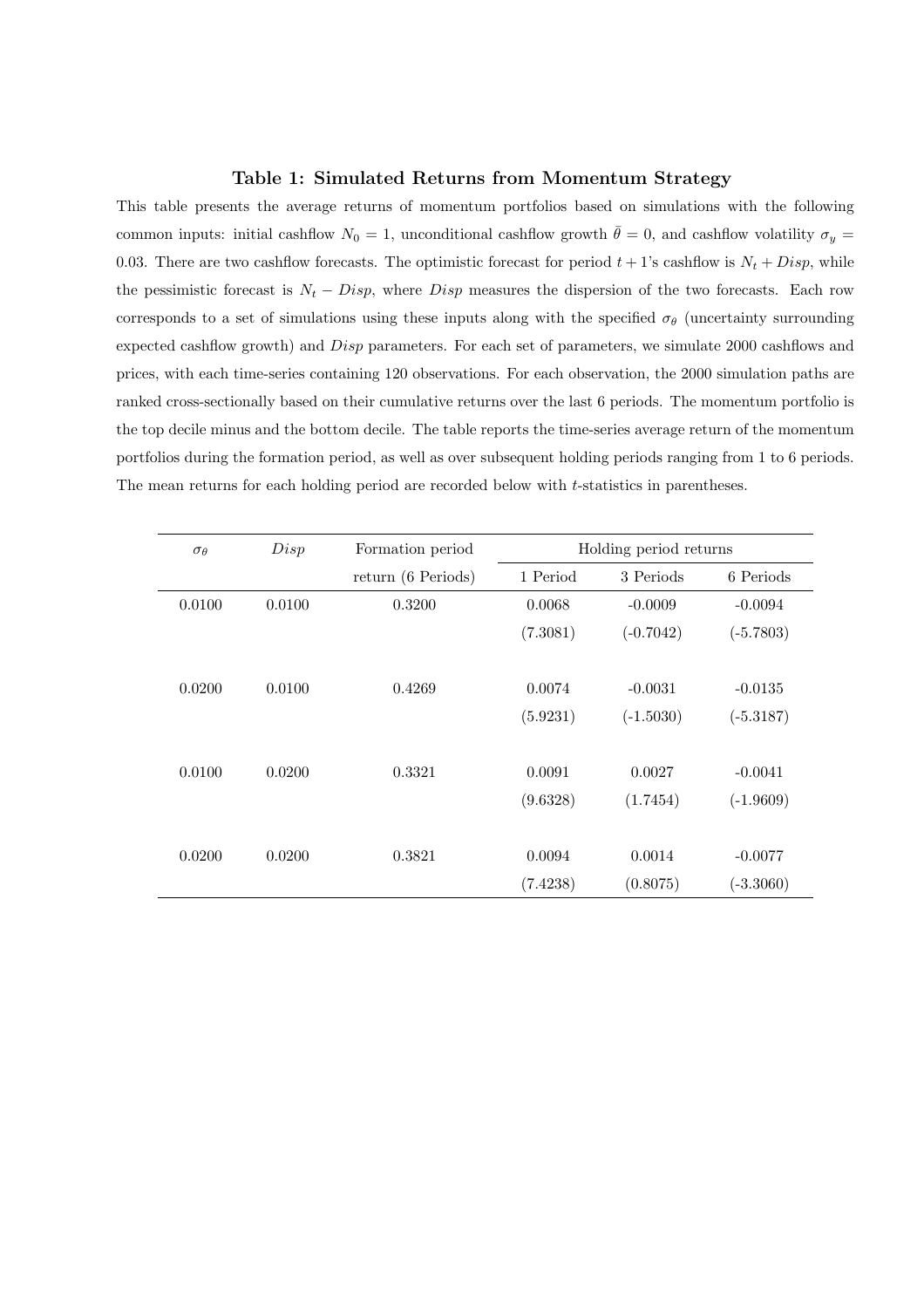### Table 1: Simulated Returns from Momentum Strategy

This table presents the average returns of momentum portfolios based on simulations with the following common inputs: initial cashflow $N_0 = 1$, unconditional cashflow growth $\bar{\theta} = 0$, and cashflow volatility $\sigma_y = 0.03$. There are two cashflow forecasts. The optimistic forecast for period $t+1$'s cashflow is $N_t + Disp$, while the pessimistic forecast is $N_t - Disp$, where $Disp$ measures the dispersion of the two forecasts. Each row corresponds to a set of simulations using these inputs along with the specified $\sigma_\theta$ (uncertainty surrounding expected cashflow growth) and $Disp$ parameters. For each set of parameters, we simulate 2000 cashflows and prices, with each time-series containing 120 observations. For each observation, the 2000 simulation paths are ranked cross-sectionally based on their cumulative returns over the last 6 periods. The momentum portfolio is the top decile minus and the bottom decile. The table reports the time-series average return of the momentum portfolios during the formation period, as well as over subsequent holding periods ranging from 1 to 6 periods. The mean returns for each holding period are recorded below with $t$-statistics in parentheses.

| $\sigma_\theta$ | $Disp$ | Formation period | Holding period returns | | |
|---|---|---|---|---|---|
| | | return (6 Periods) | 1 Period | 3 Periods | 6 Periods |
| 0.0100 | 0.0100 | 0.3200 | 0.0068 | -0.0009 | -0.0094 |
| | | | (7.3081) | (-0.7042) | (-5.7803) |
| 0.0200 | 0.0100 | 0.4269 | 0.0074 | -0.0031 | -0.0135 |
| | | | (5.9231) | (-1.5030) | (-5.3187) |
| 0.0100 | 0.0200 | 0.3321 | 0.0091 | 0.0027 | -0.0041 |
| | | | (9.6328) | (1.7454) | (-1.9609) |
| 0.0200 | 0.0200 | 0.3821 | 0.0094 | 0.0014 | -0.0077 |
| | | | (7.4238) | (0.8075) | (-3.3060) |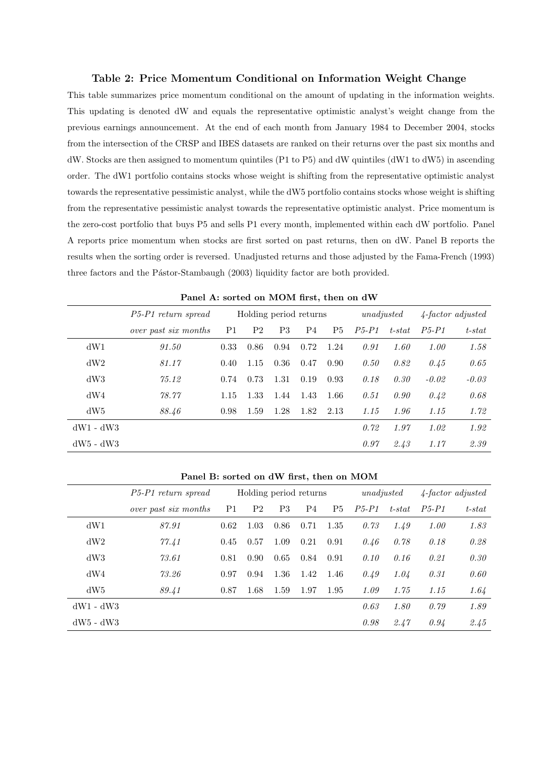### Table 2: Price Momentum Conditional on Information Weight Change

This table summarizes price momentum conditional on the amount of updating in the information weights. This updating is denoted dW and equals the representative optimistic analyst's weight change from the previous earnings announcement. At the end of each month from January 1984 to December 2004, stocks from the intersection of the CRSP and IBES datasets are ranked on their returns over the past six months and dW. Stocks are then assigned to momentum quintiles (P1 to P5) and dW quintiles (dW1 to dW5) in ascending order. The dW1 portfolio contains stocks whose weight is shifting from the representative optimistic analyst towards the representative pessimistic analyst, while the dW5 portfolio contains stocks whose weight is shifting from the representative pessimistic analyst towards the representative optimistic analyst. Price momentum is the zero-cost portfolio that buys P5 and sells P1 every month, implemented within each dW portfolio. Panel A reports price momentum when stocks are first sorted on past returns, then on dW. Panel B reports the results when the sorting order is reversed. Unadjusted returns and those adjusted by the Fama-French (1993) three factors and the Pástor-Stambaugh (2003) liquidity factor are both provided.

**Panel A: sorted on MOM first, then on dW**

| | *P5-P1 return spread* | Holding period returns | | | | | *unadjusted* | | *4-factor adjusted* | |
|---|---|---|---|---|---|---|---|---|---|---|
| | *over past six months* | P1 | P2 | P3 | P4 | P5 | *P5-P1* | *t-stat* | *P5-P1* | *t-stat* |
| dW1 | *91.50* | 0.33 | 0.86 | 0.94 | 0.72 | 1.24 | *0.91* | *1.60* | *1.00* | *1.58* |
| dW2 | *81.17* | 0.40 | 1.15 | 0.36 | 0.47 | 0.90 | *0.50* | *0.82* | *0.45* | *0.65* |
| dW3 | *75.12* | 0.74 | 0.73 | 1.31 | 0.19 | 0.93 | *0.18* | *0.30* | *-0.02* | *-0.03* |
| dW4 | *78.77* | 1.15 | 1.33 | 1.44 | 1.43 | 1.66 | *0.51* | *0.90* | *0.42* | *0.68* |
| dW5 | *88.46* | 0.98 | 1.59 | 1.28 | 1.82 | 2.13 | *1.15* | *1.96* | *1.15* | *1.72* |
| dW1 - dW3 | | | | | | | *0.72* | *1.97* | *1.02* | *1.92* |
| dW5 - dW3 | | | | | | | *0.97* | *2.43* | *1.17* | *2.39* |

**Panel B: sorted on dW first, then on MOM**

| | *P5-P1 return spread* | Holding period returns | | | | | *unadjusted* | | *4-factor adjusted* | |
|---|---|---|---|---|---|---|---|---|---|---|
| | *over past six months* | P1 | P2 | P3 | P4 | P5 | *P5-P1* | *t-stat* | *P5-P1* | *t-stat* |
| dW1 | *87.91* | 0.62 | 1.03 | 0.86 | 0.71 | 1.35 | *0.73* | *1.49* | *1.00* | *1.83* |
| dW2 | *77.41* | 0.45 | 0.57 | 1.09 | 0.21 | 0.91 | *0.46* | *0.78* | *0.18* | *0.28* |
| dW3 | *73.61* | 0.81 | 0.90 | 0.65 | 0.84 | 0.91 | *0.10* | *0.16* | *0.21* | *0.30* |
| dW4 | *73.26* | 0.97 | 0.94 | 1.36 | 1.42 | 1.46 | *0.49* | *1.04* | *0.31* | *0.60* |
| dW5 | *89.41* | 0.87 | 1.68 | 1.59 | 1.97 | 1.95 | *1.09* | *1.75* | *1.15* | *1.64* |
| dW1 - dW3 | | | | | | | *0.63* | *1.80* | *0.79* | *1.89* |
| dW5 - dW3 | | | | | | | *0.98* | *2.47* | *0.94* | *2.45* |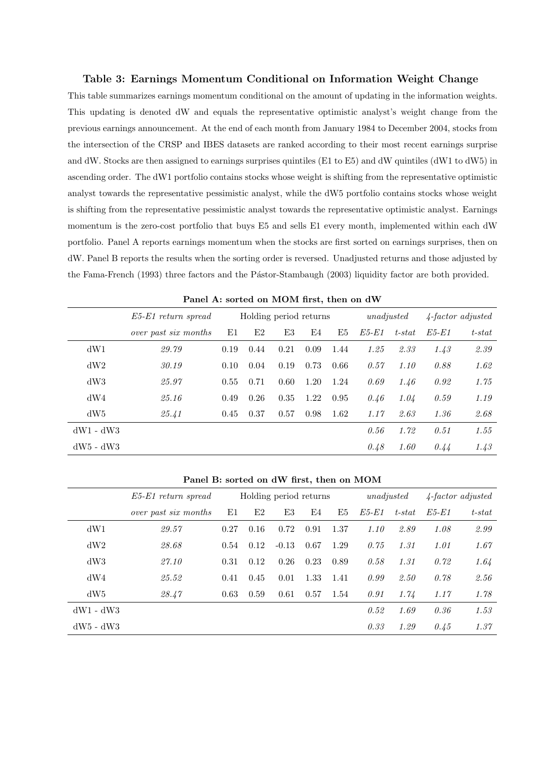### Table 3: Earnings Momentum Conditional on Information Weight Change

This table summarizes earnings momentum conditional on the amount of updating in the information weights. This updating is denoted dW and equals the representative optimistic analyst's weight change from the previous earnings announcement. At the end of each month from January 1984 to December 2004, stocks from the intersection of the CRSP and IBES datasets are ranked according to their most recent earnings surprise and dW. Stocks are then assigned to earnings surprises quintiles (E1 to E5) and dW quintiles (dW1 to dW5) in ascending order. The dW1 portfolio contains stocks whose weight is shifting from the representative optimistic analyst towards the representative pessimistic analyst, while the dW5 portfolio contains stocks whose weight is shifting from the representative pessimistic analyst towards the representative optimistic analyst. Earnings momentum is the zero-cost portfolio that buys E5 and sells E1 every month, implemented within each dW portfolio. Panel A reports earnings momentum when the stocks are first sorted on earnings surprises, then on dW. Panel B reports the results when the sorting order is reversed. Unadjusted returns and those adjusted by the Fama-French (1993) three factors and the Pástor-Stambaugh (2003) liquidity factor are both provided.

**Panel A: sorted on MOM first, then on dW**

| | *E5-E1 return spread* | Holding period returns | | | | | *unadjusted* | | *4-factor adjusted* | |
|---|---|---|---|---|---|---|---|---|---|---|
| | *over past six months* | E1 | E2 | E3 | E4 | E5 | *E5-E1* | *t-stat* | *E5-E1* | *t-stat* |
| dW1 | *29.79* | 0.19 | 0.44 | 0.21 | 0.09 | 1.44 | *1.25* | *2.33* | *1.43* | *2.39* |
| dW2 | *30.19* | 0.10 | 0.04 | 0.19 | 0.73 | 0.66 | *0.57* | *1.10* | *0.88* | *1.62* |
| dW3 | *25.97* | 0.55 | 0.71 | 0.60 | 1.20 | 1.24 | *0.69* | *1.46* | *0.92* | *1.75* |
| dW4 | *25.16* | 0.49 | 0.26 | 0.35 | 1.22 | 0.95 | *0.46* | *1.04* | *0.59* | *1.19* |
| dW5 | *25.41* | 0.45 | 0.37 | 0.57 | 0.98 | 1.62 | *1.17* | *2.63* | *1.36* | *2.68* |
| dW1 - dW3 | | | | | | | *0.56* | *1.72* | *0.51* | *1.55* |
| dW5 - dW3 | | | | | | | *0.48* | *1.60* | *0.44* | *1.43* |

**Panel B: sorted on dW first, then on MOM**

| | *E5-E1 return spread* | Holding period returns | | | | | *unadjusted* | | *4-factor adjusted* | |
|---|---|---|---|---|---|---|---|---|---|---|
| | *over past six months* | E1 | E2 | E3 | E4 | E5 | *E5-E1* | *t-stat* | *E5-E1* | *t-stat* |
| dW1 | *29.57* | 0.27 | 0.16 | 0.72 | 0.91 | 1.37 | *1.10* | *2.89* | *1.08* | *2.99* |
| dW2 | *28.68* | 0.54 | 0.12 | -0.13 | 0.67 | 1.29 | *0.75* | *1.31* | *1.01* | *1.67* |
| dW3 | *27.10* | 0.31 | 0.12 | 0.26 | 0.23 | 0.89 | *0.58* | *1.31* | *0.72* | *1.64* |
| dW4 | *25.52* | 0.41 | 0.45 | 0.01 | 1.33 | 1.41 | *0.99* | *2.50* | *0.78* | *2.56* |
| dW5 | *28.47* | 0.63 | 0.59 | 0.61 | 0.57 | 1.54 | *0.91* | *1.74* | *1.17* | *1.78* |
| dW1 - dW3 | | | | | | | *0.52* | *1.69* | *0.36* | *1.53* |
| dW5 - dW3 | | | | | | | *0.33* | *1.29* | *0.45* | *1.37* |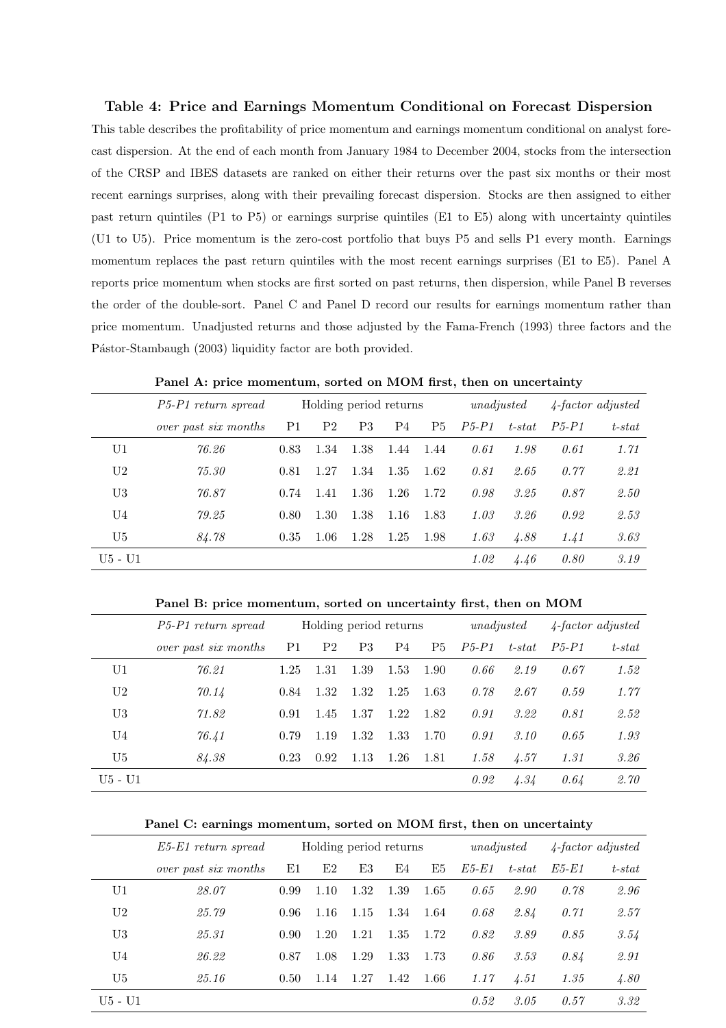### Table 4: Price and Earnings Momentum Conditional on Forecast Dispersion

This table describes the profitability of price momentum and earnings momentum conditional on analyst forecast dispersion. At the end of each month from January 1984 to December 2004, stocks from the intersection of the CRSP and IBES datasets are ranked on either their returns over the past six months or their most recent earnings surprises, along with their prevailing forecast dispersion. Stocks are then assigned to either past return quintiles (P1 to P5) or earnings surprise quintiles (E1 to E5) along with uncertainty quintiles (U1 to U5). Price momentum is the zero-cost portfolio that buys P5 and sells P1 every month. Earnings momentum replaces the past return quintiles with the most recent earnings surprises (E1 to E5). Panel A reports price momentum when stocks are first sorted on past returns, then dispersion, while Panel B reverses the order of the double-sort. Panel C and Panel D record our results for earnings momentum rather than price momentum. Unadjusted returns and those adjusted by the Fama-French (1993) three factors and the Pástor-Stambaugh (2003) liquidity factor are both provided.

**Panel A: price momentum, sorted on MOM first, then on uncertainty**

| | *P5-P1 return spread* | Holding period returns | | | | | *unadjusted* | | *4-factor adjusted* | |
|---|---|---|---|---|---|---|---|---|---|---|
| | *over past six months* | P1 | P2 | P3 | P4 | P5 | *P5-P1* | *t-stat* | *P5-P1* | *t-stat* |
| U1 | *76.26* | 0.83 | 1.34 | 1.38 | 1.44 | 1.44 | *0.61* | *1.98* | *0.61* | *1.71* |
| U2 | *75.30* | 0.81 | 1.27 | 1.34 | 1.35 | 1.62 | *0.81* | *2.65* | *0.77* | *2.21* |
| U3 | *76.87* | 0.74 | 1.41 | 1.36 | 1.26 | 1.72 | *0.98* | *3.25* | *0.87* | *2.50* |
| U4 | *79.25* | 0.80 | 1.30 | 1.38 | 1.16 | 1.83 | *1.03* | *3.26* | *0.92* | *2.53* |
| U5 | *84.78* | 0.35 | 1.06 | 1.28 | 1.25 | 1.98 | *1.63* | *4.88* | *1.41* | *3.63* |
| U5 - U1 | | | | | | | *1.02* | *4.46* | *0.80* | *3.19* |

**Panel B: price momentum, sorted on uncertainty first, then on MOM**

| | *P5-P1 return spread* | Holding period returns | | | | | *unadjusted* | | *4-factor adjusted* | |
|---|---|---|---|---|---|---|---|---|---|---|
| | *over past six months* | P1 | P2 | P3 | P4 | P5 | *P5-P1* | *t-stat* | *P5-P1* | *t-stat* |
| U1 | *76.21* | 1.25 | 1.31 | 1.39 | 1.53 | 1.90 | *0.66* | *2.19* | *0.67* | *1.52* |
| U2 | *70.14* | 0.84 | 1.32 | 1.32 | 1.25 | 1.63 | *0.78* | *2.67* | *0.59* | *1.77* |
| U3 | *71.82* | 0.91 | 1.45 | 1.37 | 1.22 | 1.82 | *0.91* | *3.22* | *0.81* | *2.52* |
| U4 | *76.41* | 0.79 | 1.19 | 1.32 | 1.33 | 1.70 | *0.91* | *3.10* | *0.65* | *1.93* |
| U5 | *84.38* | 0.23 | 0.92 | 1.13 | 1.26 | 1.81 | *1.58* | *4.57* | *1.31* | *3.26* |
| U5 - U1 | | | | | | | *0.92* | *4.34* | *0.64* | *2.70* |

**Panel C: earnings momentum, sorted on MOM first, then on uncertainty**

| | *E5-E1 return spread* | Holding period returns | | | | | *unadjusted* | | *4-factor adjusted* | |
|---|---|---|---|---|---|---|---|---|---|---|
| | *over past six months* | E1 | E2 | E3 | E4 | E5 | *E5-E1* | *t-stat* | *E5-E1* | *t-stat* |
| U1 | *28.07* | 0.99 | 1.10 | 1.32 | 1.39 | 1.65 | *0.65* | *2.90* | *0.78* | *2.96* |
| U2 | *25.79* | 0.96 | 1.16 | 1.15 | 1.34 | 1.64 | *0.68* | *2.84* | *0.71* | *2.57* |
| U3 | *25.31* | 0.90 | 1.20 | 1.21 | 1.35 | 1.72 | *0.82* | *3.89* | *0.85* | *3.54* |
| U4 | *26.22* | 0.87 | 1.08 | 1.29 | 1.33 | 1.73 | *0.86* | *3.53* | *0.84* | *2.91* |
| U5 | *25.16* | 0.50 | 1.14 | 1.27 | 1.42 | 1.66 | *1.17* | *4.51* | *1.35* | *4.80* |
| U5 - U1 | | | | | | | *0.52* | *3.05* | *0.57* | *3.32* |